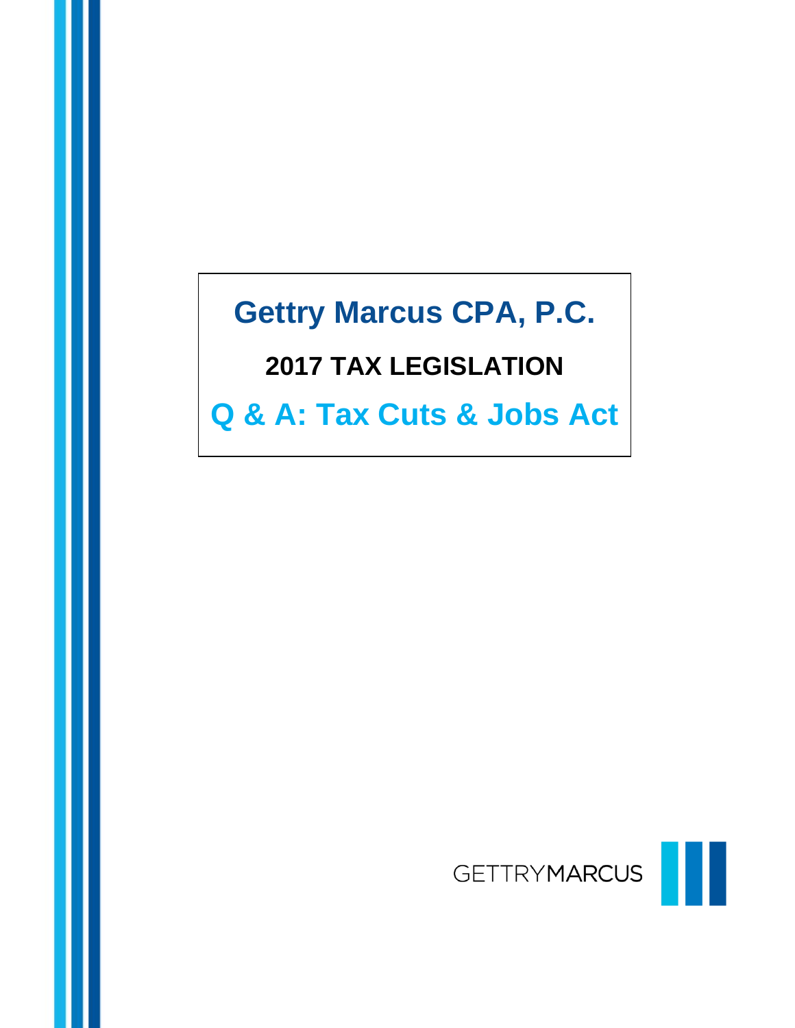# Gettry Marcus CPA, P.C.

## 2017 TAX LEGISLATION

## Q & A: Tax Cuts & Jobs Act

GETTRYMARCUS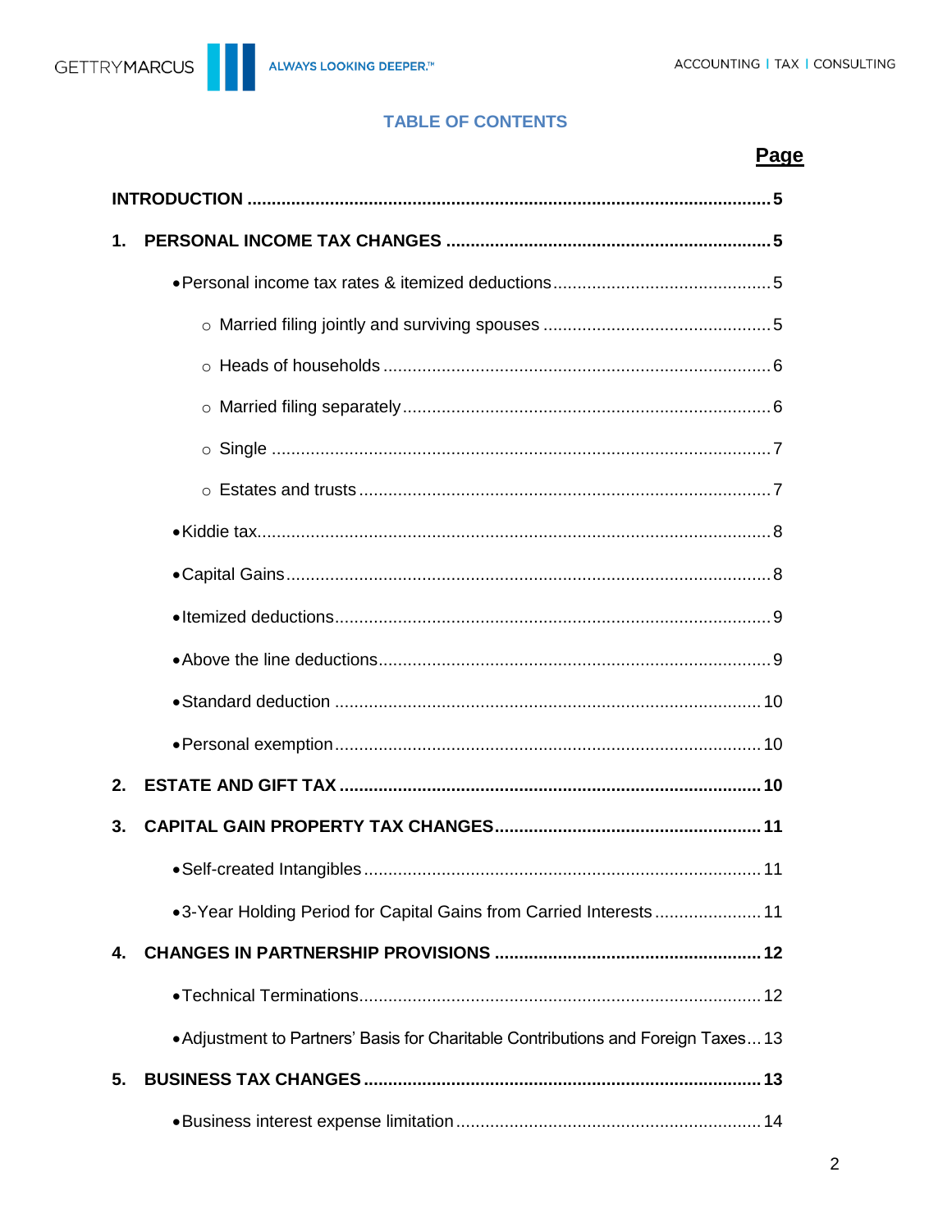## TABLE OF CONTENTS

**Page**

**INTRODUCTION** .......... **5**

**1. PERSONAL INCOME TAX CHANGES** .......... **5**

- Personal income tax rates & itemized deductions .......... 5
  - Married filing jointly and surviving spouses .......... 5
  - Heads of households .......... 6
  - Married filing separately .......... 6
  - Single .......... 7
  - Estates and trusts .......... 7
- Kiddie tax .......... 8
- Capital Gains .......... 8
- Itemized deductions .......... 9
- Above the line deductions .......... 9
- Standard deduction .......... 10
- Personal exemption .......... 10

**2. ESTATE AND GIFT TAX** .......... **10**

**3. CAPITAL GAIN PROPERTY TAX CHANGES** .......... **11**

- Self-created Intangibles .......... 11
- 3-Year Holding Period for Capital Gains from Carried Interests .......... 11

**4. CHANGES IN PARTNERSHIP PROVISIONS** .......... **12**

- Technical Terminations .......... 12
- Adjustment to Partners' Basis for Charitable Contributions and Foreign Taxes .......... 13

**5. BUSINESS TAX CHANGES** .......... **13**

- Business interest expense limitation .......... 14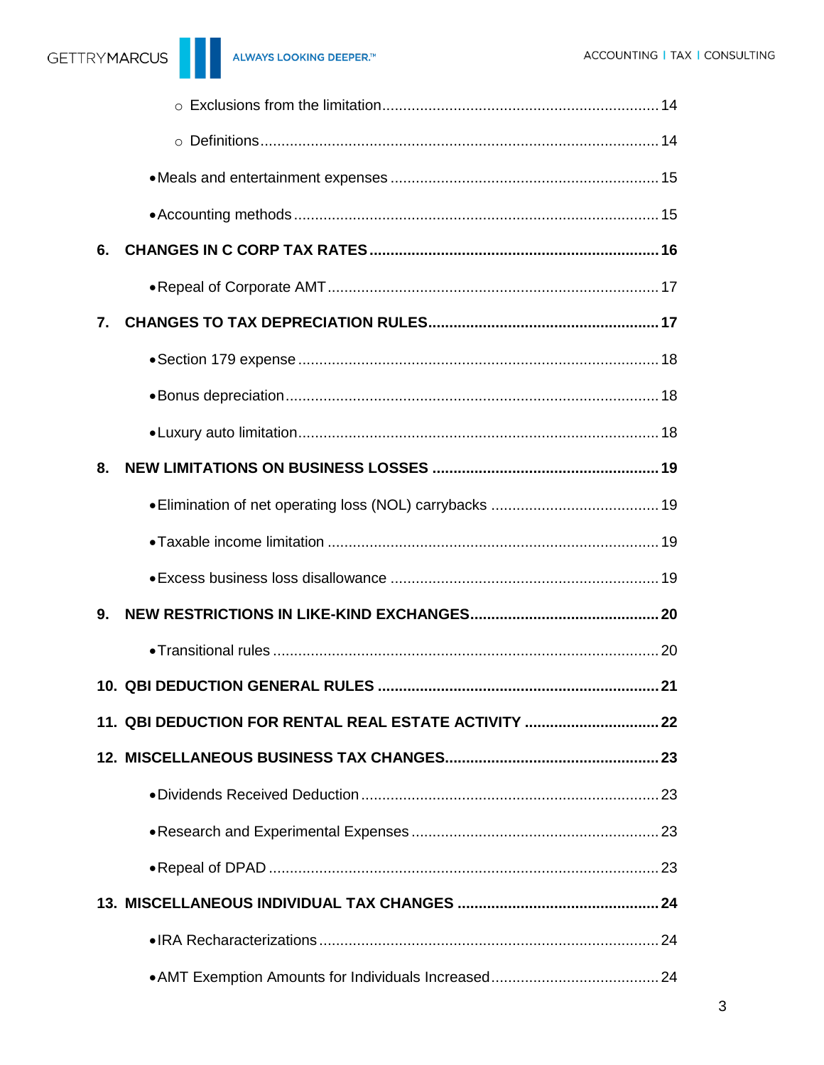- Exclusions from the limitation ..... 14
- Definitions ..... 14

- Meals and entertainment expenses ..... 15
- Accounting methods ..... 15

**6. CHANGES IN C CORP TAX RATES ..... 16**

- Repeal of Corporate AMT ..... 17

**7. CHANGES TO TAX DEPRECIATION RULES ..... 17**

- Section 179 expense ..... 18
- Bonus depreciation ..... 18
- Luxury auto limitation ..... 18

**8. NEW LIMITATIONS ON BUSINESS LOSSES ..... 19**

- Elimination of net operating loss (NOL) carrybacks ..... 19
- Taxable income limitation ..... 19
- Excess business loss disallowance ..... 19

**9. NEW RESTRICTIONS IN LIKE-KIND EXCHANGES ..... 20**

- Transitional rules ..... 20

**10. QBI DEDUCTION GENERAL RULES ..... 21**

**11. QBI DEDUCTION FOR RENTAL REAL ESTATE ACTIVITY ..... 22**

**12. MISCELLANEOUS BUSINESS TAX CHANGES ..... 23**

- Dividends Received Deduction ..... 23
- Research and Experimental Expenses ..... 23
- Repeal of DPAD ..... 23

**13. MISCELLANEOUS INDIVIDUAL TAX CHANGES ..... 24**

- IRA Recharacterizations ..... 24
- AMT Exemption Amounts for Individuals Increased ..... 24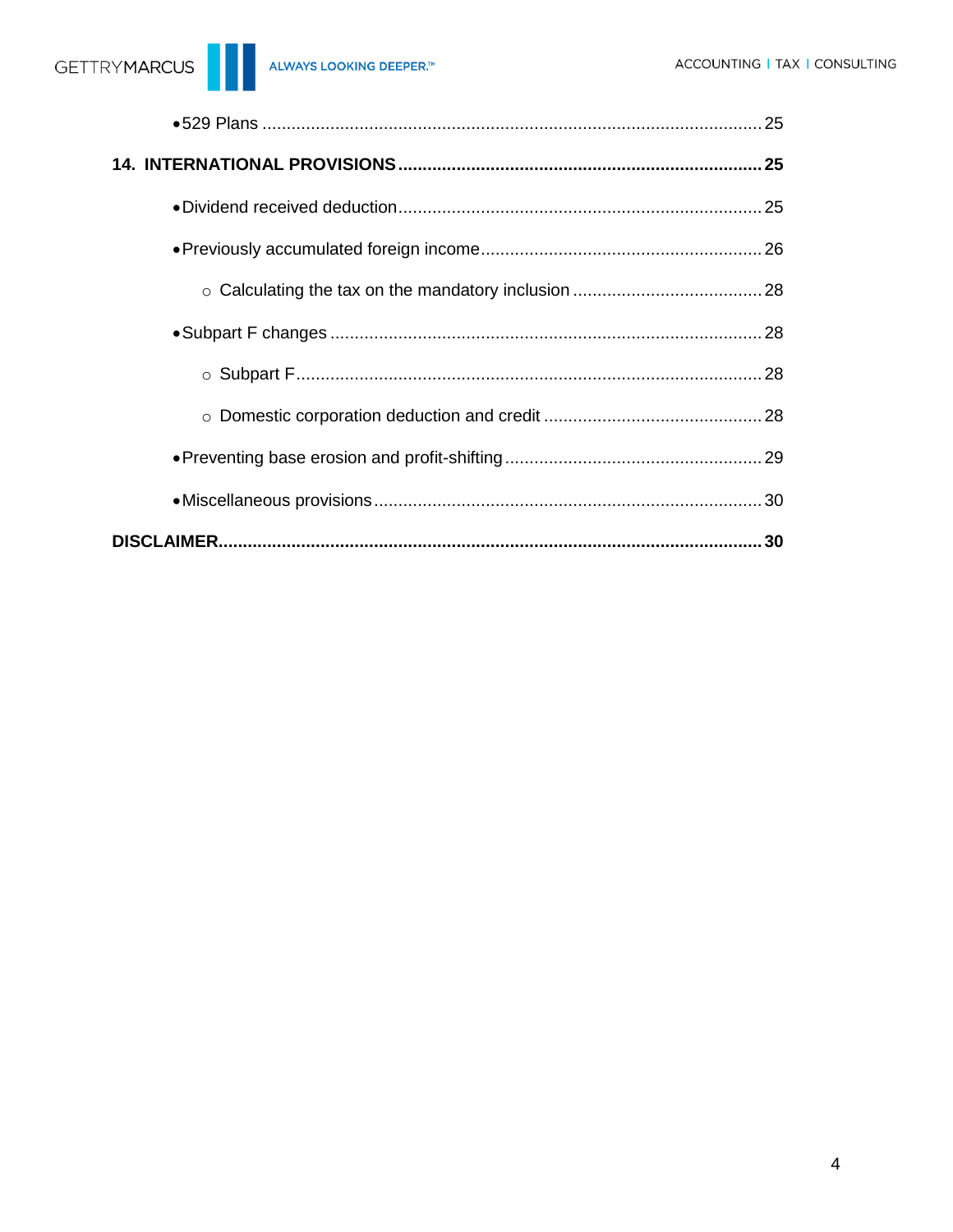- 529 Plans ..................................................................................................... 25

**14. INTERNATIONAL PROVISIONS .......................................................................... 25**

- Dividend received deduction ......................................................................... 25
- Previously accumulated foreign income ......................................................... 26
  - Calculating the tax on the mandatory inclusion ....................................... 28
- Subpart F changes ....................................................................................... 28
  - Subpart F ............................................................................................... 28
  - Domestic corporation deduction and credit ............................................. 28
- Preventing base erosion and profit-shifting .................................................... 29
- Miscellaneous provisions ............................................................................... 30

**DISCLAIMER ............................................................................................................ 30**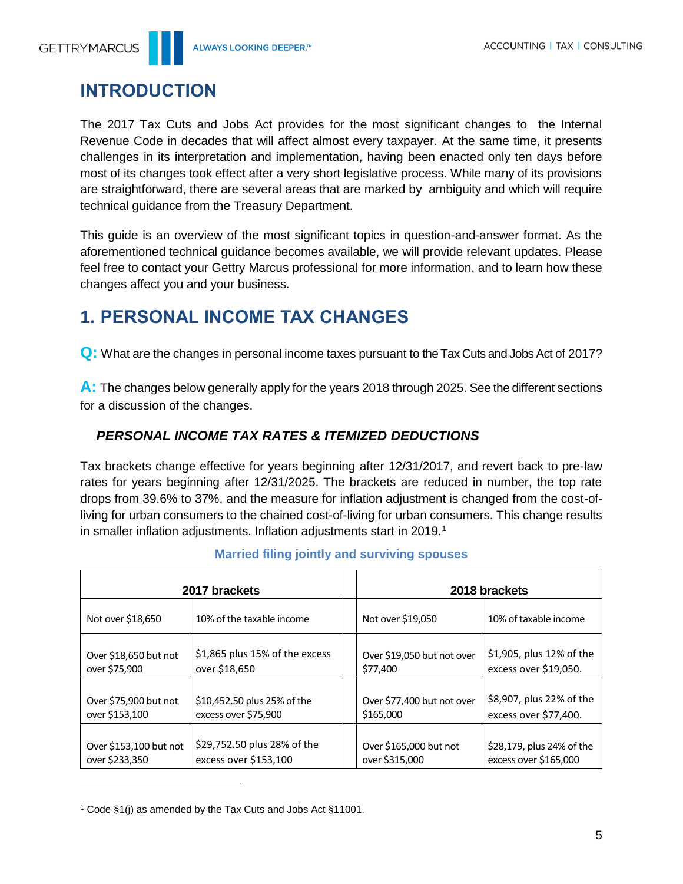## INTRODUCTION

The 2017 Tax Cuts and Jobs Act provides for the most significant changes to the Internal Revenue Code in decades that will affect almost every taxpayer. At the same time, it presents challenges in its interpretation and implementation, having been enacted only ten days before most of its changes took effect after a very short legislative process. While many of its provisions are straightforward, there are several areas that are marked by ambiguity and which will require technical guidance from the Treasury Department.

This guide is an overview of the most significant topics in question-and-answer format. As the aforementioned technical guidance becomes available, we will provide relevant updates. Please feel free to contact your Gettry Marcus professional for more information, and to learn how these changes affect you and your business.

## 1. PERSONAL INCOME TAX CHANGES

**Q:** What are the changes in personal income taxes pursuant to the Tax Cuts and Jobs Act of 2017?

**A:** The changes below generally apply for the years 2018 through 2025. See the different sections for a discussion of the changes.

### *PERSONAL INCOME TAX RATES & ITEMIZED DEDUCTIONS*

Tax brackets change effective for years beginning after 12/31/2017, and revert back to pre-law rates for years beginning after 12/31/2025. The brackets are reduced in number, the top rate drops from 39.6% to 37%, and the measure for inflation adjustment is changed from the cost-of-living for urban consumers to the chained cost-of-living for urban consumers. This change results in smaller inflation adjustments. Inflation adjustments start in 2019.[1]

**Married filing jointly and surviving spouses**

| 2017 brackets | | | 2018 brackets | |
|---|---|---|---|---|
| Not over $18,650 | 10% of the taxable income | | Not over $19,050 | 10% of taxable income |
| Over $18,650 but not over $75,900 | $1,865 plus 15% of the excess over $18,650 | | Over $19,050 but not over $77,400 | $1,905, plus 12% of the excess over $19,050. |
| Over $75,900 but not over $153,100 | $10,452.50 plus 25% of the excess over $75,900 | | Over $77,400 but not over $165,000 | $8,907, plus 22% of the excess over $77,400. |
| Over $153,100 but not over $233,350 | $29,752.50 plus 28% of the excess over $153,100 | | Over $165,000 but not over $315,000 | $28,179, plus 24% of the excess over $165,000 |

[1] Code §1(j) as amended by the Tax Cuts and Jobs Act §11001.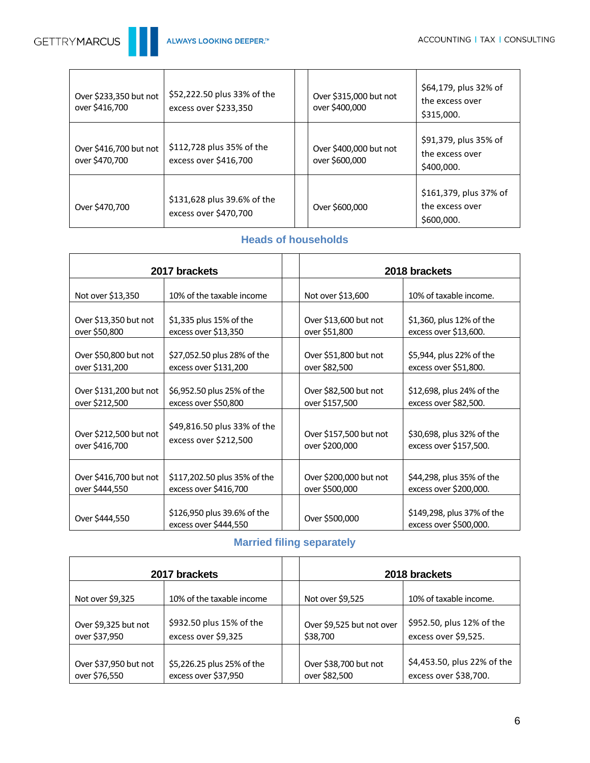| | | | | |
|---|---|---|---|---|
| Over $233,350 but not over $416,700 | $52,222.50 plus 33% of the excess over $233,350 | | Over $315,000 but not over $400,000 | $64,179, plus 32% of the excess over $315,000. |
| Over $416,700 but not over $470,700 | $112,728 plus 35% of the excess over $416,700 | | Over $400,000 but not over $600,000 | $91,379, plus 35% of the excess over $400,000. |
| Over $470,700 | $131,628 plus 39.6% of the excess over $470,700 | | Over $600,000 | $161,379, plus 37% of the excess over $600,000. |

## Heads of households

| 2017 brackets | | | 2018 brackets | |
|---|---|---|---|---|
| Not over $13,350 | 10% of the taxable income | | Not over $13,600 | 10% of taxable income. |
| Over $13,350 but not over $50,800 | $1,335 plus 15% of the excess over $13,350 | | Over $13,600 but not over $51,800 | $1,360, plus 12% of the excess over $13,600. |
| Over $50,800 but not over $131,200 | $27,052.50 plus 28% of the excess over $131,200 | | Over $51,800 but not over $82,500 | $5,944, plus 22% of the excess over $51,800. |
| Over $131,200 but not over $212,500 | $6,952.50 plus 25% of the excess over $50,800 | | Over $82,500 but not over $157,500 | $12,698, plus 24% of the excess over $82,500. |
| Over $212,500 but not over $416,700 | $49,816.50 plus 33% of the excess over $212,500 | | Over $157,500 but not over $200,000 | $30,698, plus 32% of the excess over $157,500. |
| Over $416,700 but not over $444,550 | $117,202.50 plus 35% of the excess over $416,700 | | Over $200,000 but not over $500,000 | $44,298, plus 35% of the excess over $200,000. |
| Over $444,550 | $126,950 plus 39.6% of the excess over $444,550 | | Over $500,000 | $149,298, plus 37% of the excess over $500,000. |

## Married filing separately

| 2017 brackets | | | 2018 brackets | |
|---|---|---|---|---|
| Not over $9,325 | 10% of the taxable income | | Not over $9,525 | 10% of taxable income. |
| Over $9,325 but not over $37,950 | $932.50 plus 15% of the excess over $9,325 | | Over $9,525 but not over $38,700 | $952.50, plus 12% of the excess over $9,525. |
| Over $37,950 but not over $76,550 | $5,226.25 plus 25% of the excess over $37,950 | | Over $38,700 but not over $82,500 | $4,453.50, plus 22% of the excess over $38,700. |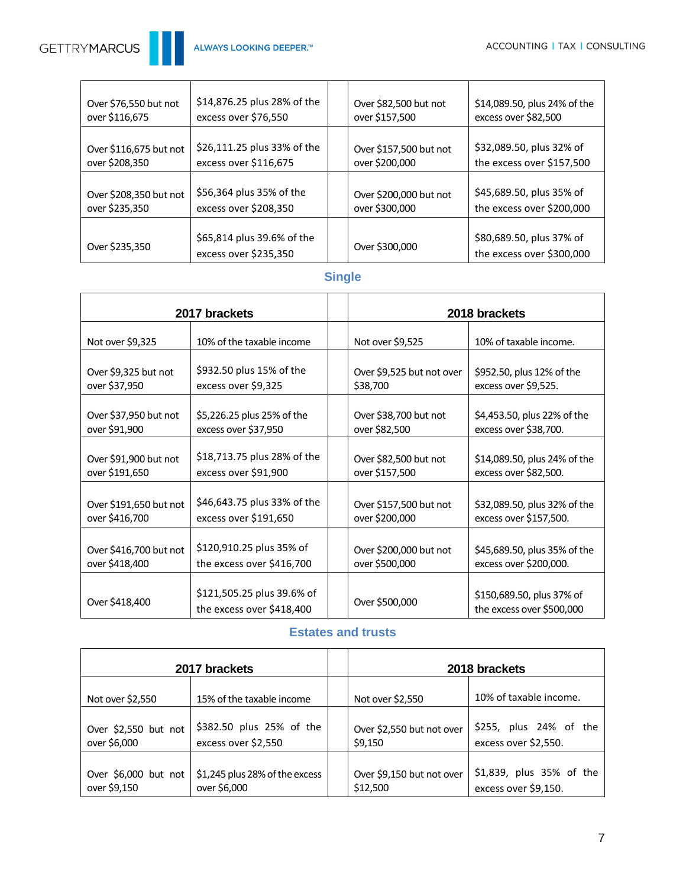| | | | | |
|---|---|---|---|---|
| Over $76,550 but not over $116,675 | $14,876.25 plus 28% of the excess over $76,550 | | Over $82,500 but not over $157,500 | $14,089.50, plus 24% of the excess over $82,500 |
| Over $116,675 but not over $208,350 | $26,111.25 plus 33% of the excess over $116,675 | | Over $157,500 but not over $200,000 | $32,089.50, plus 32% of the excess over $157,500 |
| Over $208,350 but not over $235,350 | $56,364 plus 35% of the excess over $208,350 | | Over $200,000 but not over $300,000 | $45,689.50, plus 35% of the excess over $200,000 |
| Over $235,350 | $65,814 plus 39.6% of the excess over $235,350 | | Over $300,000 | $80,689.50, plus 37% of the excess over $300,000 |

## Single

| 2017 brackets | | | 2018 brackets | |
|---|---|---|---|---|
| Not over $9,325 | 10% of the taxable income | | Not over $9,525 | 10% of taxable income. |
| Over $9,325 but not over $37,950 | $932.50 plus 15% of the excess over $9,325 | | Over $9,525 but not over $38,700 | $952.50, plus 12% of the excess over $9,525. |
| Over $37,950 but not over $91,900 | $5,226.25 plus 25% of the excess over $37,950 | | Over $38,700 but not over $82,500 | $4,453.50, plus 22% of the excess over $38,700. |
| Over $91,900 but not over $191,650 | $18,713.75 plus 28% of the excess over $91,900 | | Over $82,500 but not over $157,500 | $14,089.50, plus 24% of the excess over $82,500. |
| Over $191,650 but not over $416,700 | $46,643.75 plus 33% of the excess over $191,650 | | Over $157,500 but not over $200,000 | $32,089.50, plus 32% of the excess over $157,500. |
| Over $416,700 but not over $418,400 | $120,910.25 plus 35% of the excess over $416,700 | | Over $200,000 but not over $500,000 | $45,689.50, plus 35% of the excess over $200,000. |
| Over $418,400 | $121,505.25 plus 39.6% of the excess over $418,400 | | Over $500,000 | $150,689.50, plus 37% of the excess over $500,000 |

## Estates and trusts

| 2017 brackets | | | 2018 brackets | |
|---|---|---|---|---|
| Not over $2,550 | 15% of the taxable income | | Not over $2,550 | 10% of taxable income. |
| Over $2,550 but not over $6,000 | $382.50 plus 25% of the excess over $2,550 | | Over $2,550 but not over $9,150 | $255, plus 24% of the excess over $2,550. |
| Over $6,000 but not over $9,150 | $1,245 plus 28% of the excess over $6,000 | | Over $9,150 but not over $12,500 | $1,839, plus 35% of the excess over $9,150. |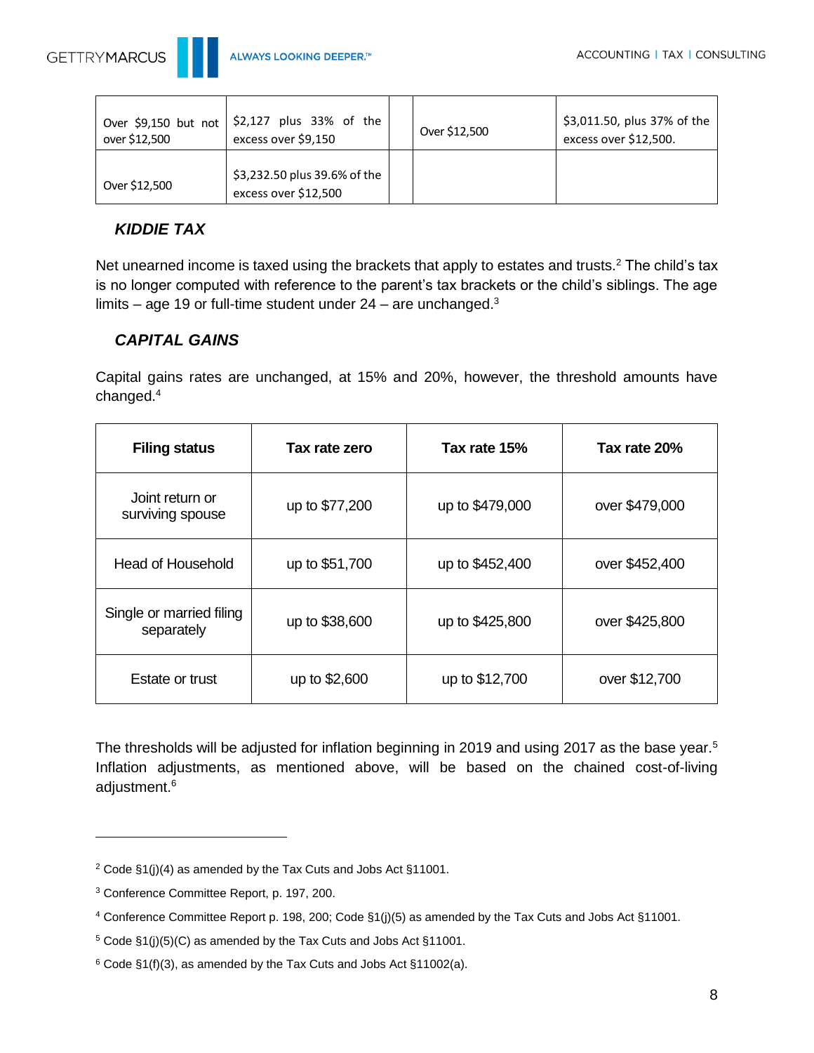| Over $9,150 but not over $12,500 | $2,127 plus 33% of the excess over $9,150 | | Over $12,500 | $3,011.50, plus 37% of the excess over $12,500. |
|---|---|---|---|---|
| Over $12,500 | $3,232.50 plus 39.6% of the excess over $12,500 | | | |

### *KIDDIE TAX*

Net unearned income is taxed using the brackets that apply to estates and trusts.[2] The child's tax is no longer computed with reference to the parent's tax brackets or the child's siblings. The age limits – age 19 or full-time student under 24 – are unchanged.[3]

### *CAPITAL GAINS*

Capital gains rates are unchanged, at 15% and 20%, however, the threshold amounts have changed.[4]

| Filing status | Tax rate zero | Tax rate 15% | Tax rate 20% |
|---|---|---|---|
| Joint return or surviving spouse | up to $77,200 | up to $479,000 | over $479,000 |
| Head of Household | up to $51,700 | up to $452,400 | over $452,400 |
| Single or married filing separately | up to $38,600 | up to $425,800 | over $425,800 |
| Estate or trust | up to $2,600 | up to $12,700 | over $12,700 |

The thresholds will be adjusted for inflation beginning in 2019 and using 2017 as the base year.[5] Inflation adjustments, as mentioned above, will be based on the chained cost-of-living adjustment.[6]

---

[2] Code §1(j)(4) as amended by the Tax Cuts and Jobs Act §11001.

[3] Conference Committee Report, p. 197, 200.

[4] Conference Committee Report p. 198, 200; Code §1(j)(5) as amended by the Tax Cuts and Jobs Act §11001.

[5] Code §1(j)(5)(C) as amended by the Tax Cuts and Jobs Act §11001.

[6] Code §1(f)(3), as amended by the Tax Cuts and Jobs Act §11002(a).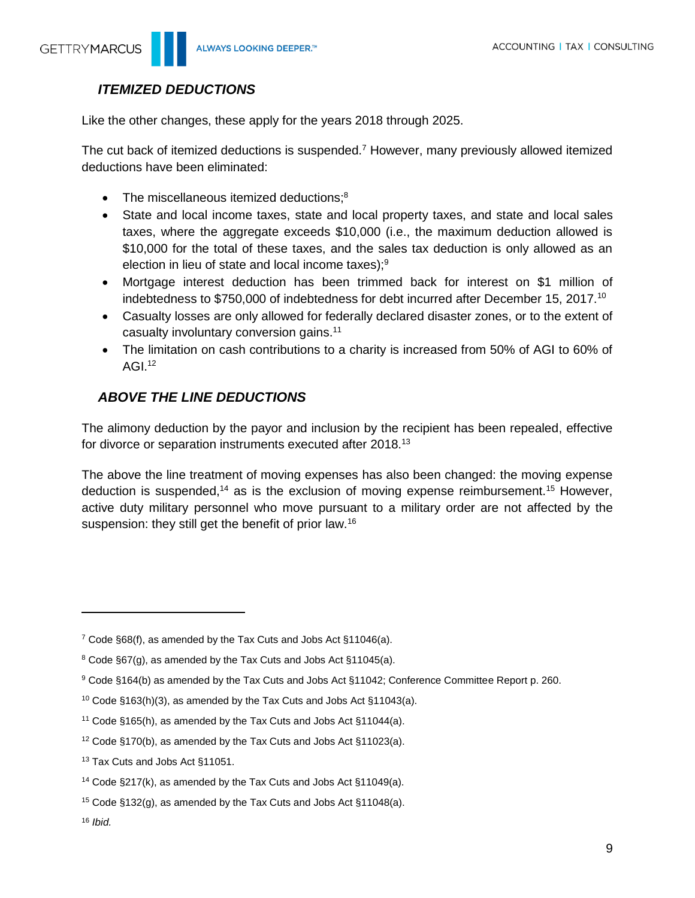### *ITEMIZED DEDUCTIONS*

Like the other changes, these apply for the years 2018 through 2025.

The cut back of itemized deductions is suspended.[7] However, many previously allowed itemized deductions have been eliminated:

- The miscellaneous itemized deductions;[8]
- State and local income taxes, state and local property taxes, and state and local sales taxes, where the aggregate exceeds $10,000 (i.e., the maximum deduction allowed is $10,000 for the total of these taxes, and the sales tax deduction is only allowed as an election in lieu of state and local income taxes);[9]
- Mortgage interest deduction has been trimmed back for interest on $1 million of indebtedness to $750,000 of indebtedness for debt incurred after December 15, 2017.[10]
- Casualty losses are only allowed for federally declared disaster zones, or to the extent of casualty involuntary conversion gains.[11]
- The limitation on cash contributions to a charity is increased from 50% of AGI to 60% of AGI.[12]

### *ABOVE THE LINE DEDUCTIONS*

The alimony deduction by the payor and inclusion by the recipient has been repealed, effective for divorce or separation instruments executed after 2018.[13]

The above the line treatment of moving expenses has also been changed: the moving expense deduction is suspended,[14] as is the exclusion of moving expense reimbursement.[15] However, active duty military personnel who move pursuant to a military order are not affected by the suspension: they still get the benefit of prior law.[16]

---

[7] Code §68(f), as amended by the Tax Cuts and Jobs Act §11046(a).

[8] Code §67(g), as amended by the Tax Cuts and Jobs Act §11045(a).

[9] Code §164(b) as amended by the Tax Cuts and Jobs Act §11042; Conference Committee Report p. 260.

[10] Code §163(h)(3), as amended by the Tax Cuts and Jobs Act §11043(a).

[11] Code §165(h), as amended by the Tax Cuts and Jobs Act §11044(a).

[12] Code §170(b), as amended by the Tax Cuts and Jobs Act §11023(a).

[13] Tax Cuts and Jobs Act §11051.

[14] Code §217(k), as amended by the Tax Cuts and Jobs Act §11049(a).

[15] Code §132(g), as amended by the Tax Cuts and Jobs Act §11048(a).

[16] *Ibid.*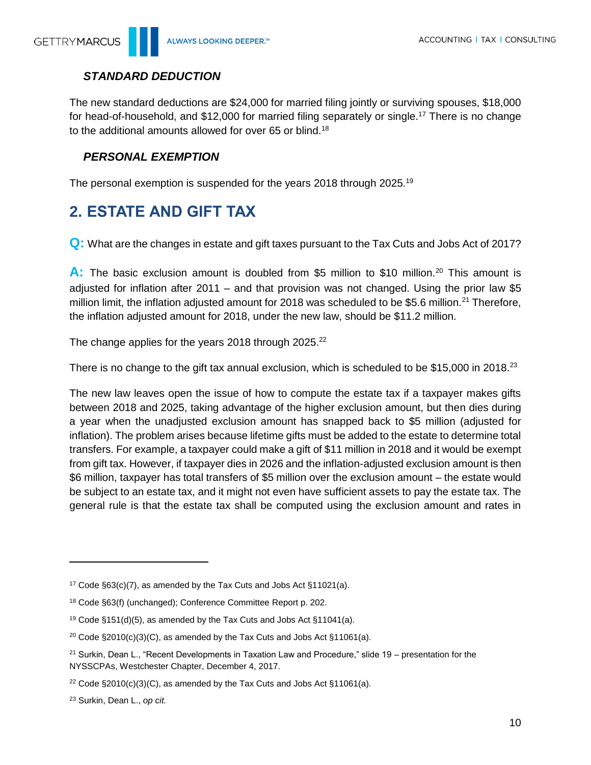### *STANDARD DEDUCTION*

The new standard deductions are $24,000 for married filing jointly or surviving spouses, $18,000 for head-of-household, and $12,000 for married filing separately or single.[17] There is no change to the additional amounts allowed for over 65 or blind.[18]

### *PERSONAL EXEMPTION*

The personal exemption is suspended for the years 2018 through 2025.[19]

## 2. ESTATE AND GIFT TAX

**Q:** What are the changes in estate and gift taxes pursuant to the Tax Cuts and Jobs Act of 2017?

**A:** The basic exclusion amount is doubled from $5 million to $10 million.[20] This amount is adjusted for inflation after 2011 – and that provision was not changed. Using the prior law $5 million limit, the inflation adjusted amount for 2018 was scheduled to be $5.6 million.[21] Therefore, the inflation adjusted amount for 2018, under the new law, should be $11.2 million.

The change applies for the years 2018 through 2025.[22]

There is no change to the gift tax annual exclusion, which is scheduled to be $15,000 in 2018.[23]

The new law leaves open the issue of how to compute the estate tax if a taxpayer makes gifts between 2018 and 2025, taking advantage of the higher exclusion amount, but then dies during a year when the unadjusted exclusion amount has snapped back to $5 million (adjusted for inflation). The problem arises because lifetime gifts must be added to the estate to determine total transfers. For example, a taxpayer could make a gift of $11 million in 2018 and it would be exempt from gift tax. However, if taxpayer dies in 2026 and the inflation-adjusted exclusion amount is then $6 million, taxpayer has total transfers of $5 million over the exclusion amount – the estate would be subject to an estate tax, and it might not even have sufficient assets to pay the estate tax. The general rule is that the estate tax shall be computed using the exclusion amount and rates in

---

[17] Code §63(c)(7), as amended by the Tax Cuts and Jobs Act §11021(a).

[18] Code §63(f) (unchanged); Conference Committee Report p. 202.

[19] Code §151(d)(5), as amended by the Tax Cuts and Jobs Act §11041(a).

[20] Code §2010(c)(3)(C), as amended by the Tax Cuts and Jobs Act §11061(a).

[21] Surkin, Dean L., "Recent Developments in Taxation Law and Procedure," slide 19 – presentation for the NYSSCPAs, Westchester Chapter, December 4, 2017.

[22] Code §2010(c)(3)(C), as amended by the Tax Cuts and Jobs Act §11061(a).

[23] Surkin, Dean L., *op cit.*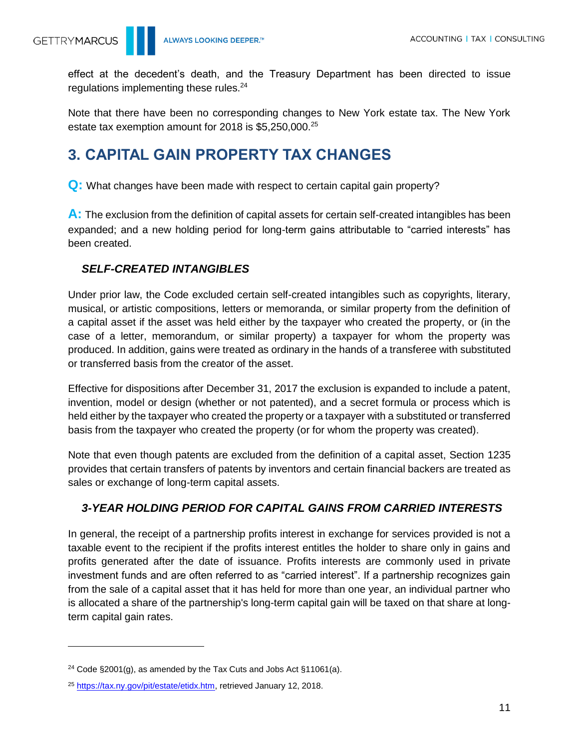effect at the decedent's death, and the Treasury Department has been directed to issue regulations implementing these rules.[24]

Note that there have been no corresponding changes to New York estate tax. The New York estate tax exemption amount for 2018 is $5,250,000.[25]

## 3. CAPITAL GAIN PROPERTY TAX CHANGES

**Q:** What changes have been made with respect to certain capital gain property?

**A:** The exclusion from the definition of capital assets for certain self-created intangibles has been expanded; and a new holding period for long-term gains attributable to "carried interests" has been created.

### *SELF-CREATED INTANGIBLES*

Under prior law, the Code excluded certain self-created intangibles such as copyrights, literary, musical, or artistic compositions, letters or memoranda, or similar property from the definition of a capital asset if the asset was held either by the taxpayer who created the property, or (in the case of a letter, memorandum, or similar property) a taxpayer for whom the property was produced. In addition, gains were treated as ordinary in the hands of a transferee with substituted or transferred basis from the creator of the asset.

Effective for dispositions after December 31, 2017 the exclusion is expanded to include a patent, invention, model or design (whether or not patented), and a secret formula or process which is held either by the taxpayer who created the property or a taxpayer with a substituted or transferred basis from the taxpayer who created the property (or for whom the property was created).

Note that even though patents are excluded from the definition of a capital asset, Section 1235 provides that certain transfers of patents by inventors and certain financial backers are treated as sales or exchange of long-term capital assets.

### *3-YEAR HOLDING PERIOD FOR CAPITAL GAINS FROM CARRIED INTERESTS*

In general, the receipt of a partnership profits interest in exchange for services provided is not a taxable event to the recipient if the profits interest entitles the holder to share only in gains and profits generated after the date of issuance. Profits interests are commonly used in private investment funds and are often referred to as "carried interest". If a partnership recognizes gain from the sale of a capital asset that it has held for more than one year, an individual partner who is allocated a share of the partnership's long-term capital gain will be taxed on that share at long-term capital gain rates.

---

[24] Code §2001(g), as amended by the Tax Cuts and Jobs Act §11061(a).

[25] https://tax.ny.gov/pit/estate/etidx.htm, retrieved January 12, 2018.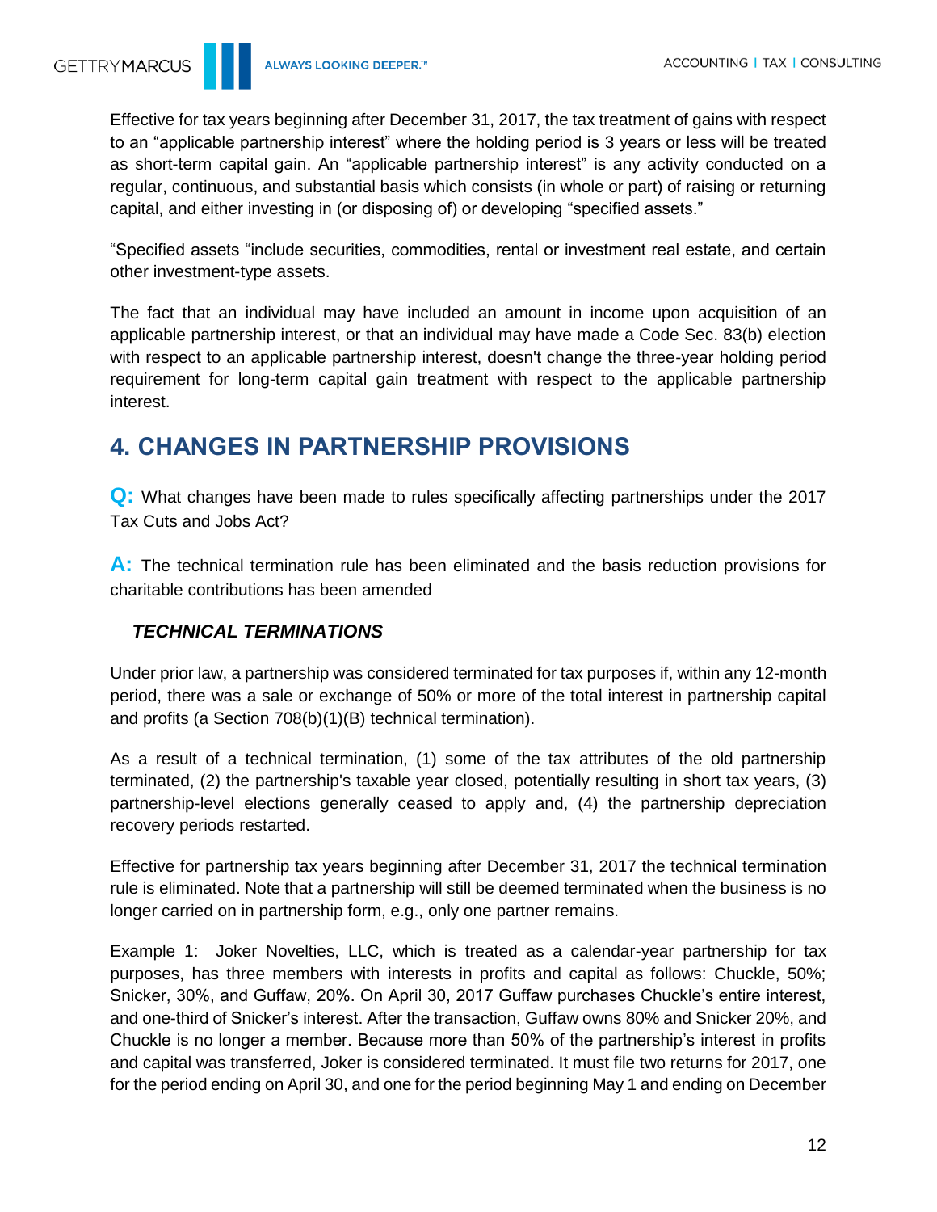Effective for tax years beginning after December 31, 2017, the tax treatment of gains with respect to an "applicable partnership interest" where the holding period is 3 years or less will be treated as short-term capital gain. An "applicable partnership interest" is any activity conducted on a regular, continuous, and substantial basis which consists (in whole or part) of raising or returning capital, and either investing in (or disposing of) or developing "specified assets."

"Specified assets "include securities, commodities, rental or investment real estate, and certain other investment-type assets.

The fact that an individual may have included an amount in income upon acquisition of an applicable partnership interest, or that an individual may have made a Code Sec. 83(b) election with respect to an applicable partnership interest, doesn't change the three-year holding period requirement for long-term capital gain treatment with respect to the applicable partnership interest.

## 4. CHANGES IN PARTNERSHIP PROVISIONS

**Q:** What changes have been made to rules specifically affecting partnerships under the 2017 Tax Cuts and Jobs Act?

**A:** The technical termination rule has been eliminated and the basis reduction provisions for charitable contributions has been amended

### *TECHNICAL TERMINATIONS*

Under prior law, a partnership was considered terminated for tax purposes if, within any 12-month period, there was a sale or exchange of 50% or more of the total interest in partnership capital and profits (a Section 708(b)(1)(B) technical termination).

As a result of a technical termination, (1) some of the tax attributes of the old partnership terminated, (2) the partnership's taxable year closed, potentially resulting in short tax years, (3) partnership-level elections generally ceased to apply and, (4) the partnership depreciation recovery periods restarted.

Effective for partnership tax years beginning after December 31, 2017 the technical termination rule is eliminated. Note that a partnership will still be deemed terminated when the business is no longer carried on in partnership form, e.g., only one partner remains.

Example 1: Joker Novelties, LLC, which is treated as a calendar-year partnership for tax purposes, has three members with interests in profits and capital as follows: Chuckle, 50%; Snicker, 30%, and Guffaw, 20%. On April 30, 2017 Guffaw purchases Chuckle's entire interest, and one-third of Snicker's interest. After the transaction, Guffaw owns 80% and Snicker 20%, and Chuckle is no longer a member. Because more than 50% of the partnership's interest in profits and capital was transferred, Joker is considered terminated. It must file two returns for 2017, one for the period ending on April 30, and one for the period beginning May 1 and ending on December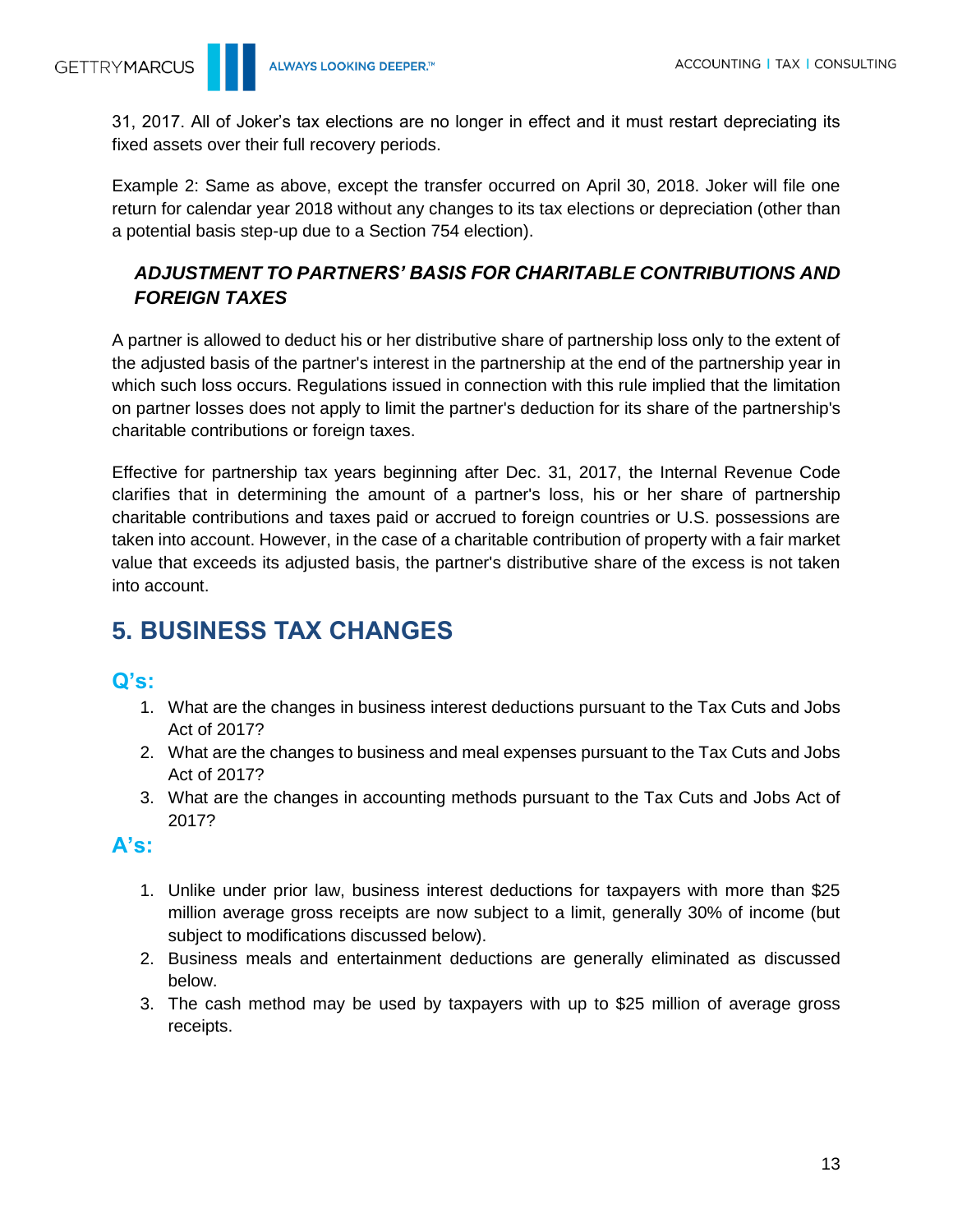31, 2017. All of Joker's tax elections are no longer in effect and it must restart depreciating its fixed assets over their full recovery periods.

Example 2: Same as above, except the transfer occurred on April 30, 2018. Joker will file one return for calendar year 2018 without any changes to its tax elections or depreciation (other than a potential basis step-up due to a Section 754 election).

### *ADJUSTMENT TO PARTNERS' BASIS FOR CHARITABLE CONTRIBUTIONS AND FOREIGN TAXES*

A partner is allowed to deduct his or her distributive share of partnership loss only to the extent of the adjusted basis of the partner's interest in the partnership at the end of the partnership year in which such loss occurs. Regulations issued in connection with this rule implied that the limitation on partner losses does not apply to limit the partner's deduction for its share of the partnership's charitable contributions or foreign taxes.

Effective for partnership tax years beginning after Dec. 31, 2017, the Internal Revenue Code clarifies that in determining the amount of a partner's loss, his or her share of partnership charitable contributions and taxes paid or accrued to foreign countries or U.S. possessions are taken into account. However, in the case of a charitable contribution of property with a fair market value that exceeds its adjusted basis, the partner's distributive share of the excess is not taken into account.

## 5. BUSINESS TAX CHANGES

### Q's:

1. What are the changes in business interest deductions pursuant to the Tax Cuts and Jobs Act of 2017?
2. What are the changes to business and meal expenses pursuant to the Tax Cuts and Jobs Act of 2017?
3. What are the changes in accounting methods pursuant to the Tax Cuts and Jobs Act of 2017?

### A's:

1. Unlike under prior law, business interest deductions for taxpayers with more than $25 million average gross receipts are now subject to a limit, generally 30% of income (but subject to modifications discussed below).
2. Business meals and entertainment deductions are generally eliminated as discussed below.
3. The cash method may be used by taxpayers with up to $25 million of average gross receipts.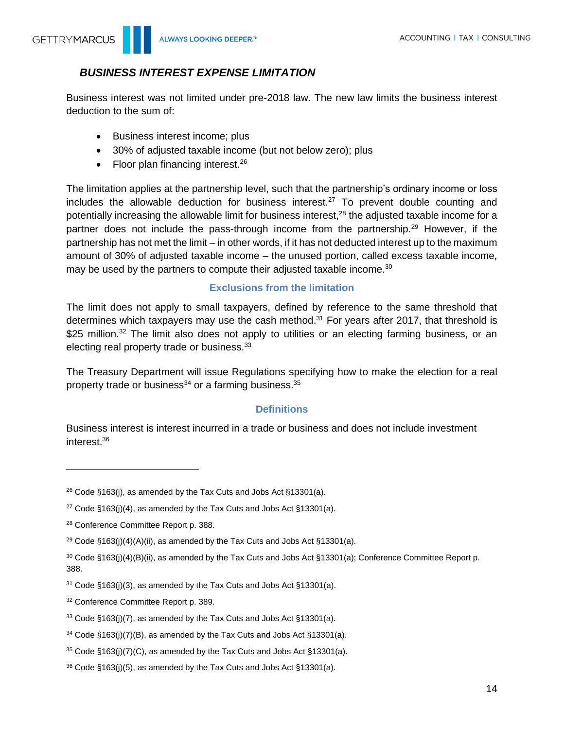### *BUSINESS INTEREST EXPENSE LIMITATION*

Business interest was not limited under pre-2018 law. The new law limits the business interest deduction to the sum of:

- Business interest income; plus
- 30% of adjusted taxable income (but not below zero); plus
- Floor plan financing interest.[26]

The limitation applies at the partnership level, such that the partnership's ordinary income or loss includes the allowable deduction for business interest.[27] To prevent double counting and potentially increasing the allowable limit for business interest,[28] the adjusted taxable income for a partner does not include the pass-through income from the partnership.[29] However, if the partnership has not met the limit – in other words, if it has not deducted interest up to the maximum amount of 30% of adjusted taxable income – the unused portion, called excess taxable income, may be used by the partners to compute their adjusted taxable income.[30]

#### Exclusions from the limitation

The limit does not apply to small taxpayers, defined by reference to the same threshold that determines which taxpayers may use the cash method.[31] For years after 2017, that threshold is $25 million.[32] The limit also does not apply to utilities or an electing farming business, or an electing real property trade or business.[33]

The Treasury Department will issue Regulations specifying how to make the election for a real property trade or business[34] or a farming business.[35]

#### Definitions

Business interest is interest incurred in a trade or business and does not include investment interest.[36]

---

[26] Code §163(j), as amended by the Tax Cuts and Jobs Act §13301(a).

[27] Code §163(j)(4), as amended by the Tax Cuts and Jobs Act §13301(a).

[28] Conference Committee Report p. 388.

[29] Code §163(j)(4)(A)(ii), as amended by the Tax Cuts and Jobs Act §13301(a).

[30] Code §163(j)(4)(B)(ii), as amended by the Tax Cuts and Jobs Act §13301(a); Conference Committee Report p. 388.

[31] Code §163(j)(3), as amended by the Tax Cuts and Jobs Act §13301(a).

[32] Conference Committee Report p. 389.

[33] Code §163(j)(7), as amended by the Tax Cuts and Jobs Act §13301(a).

[34] Code §163(j)(7)(B), as amended by the Tax Cuts and Jobs Act §13301(a).

[35] Code §163(j)(7)(C), as amended by the Tax Cuts and Jobs Act §13301(a).

[36] Code §163(j)(5), as amended by the Tax Cuts and Jobs Act §13301(a).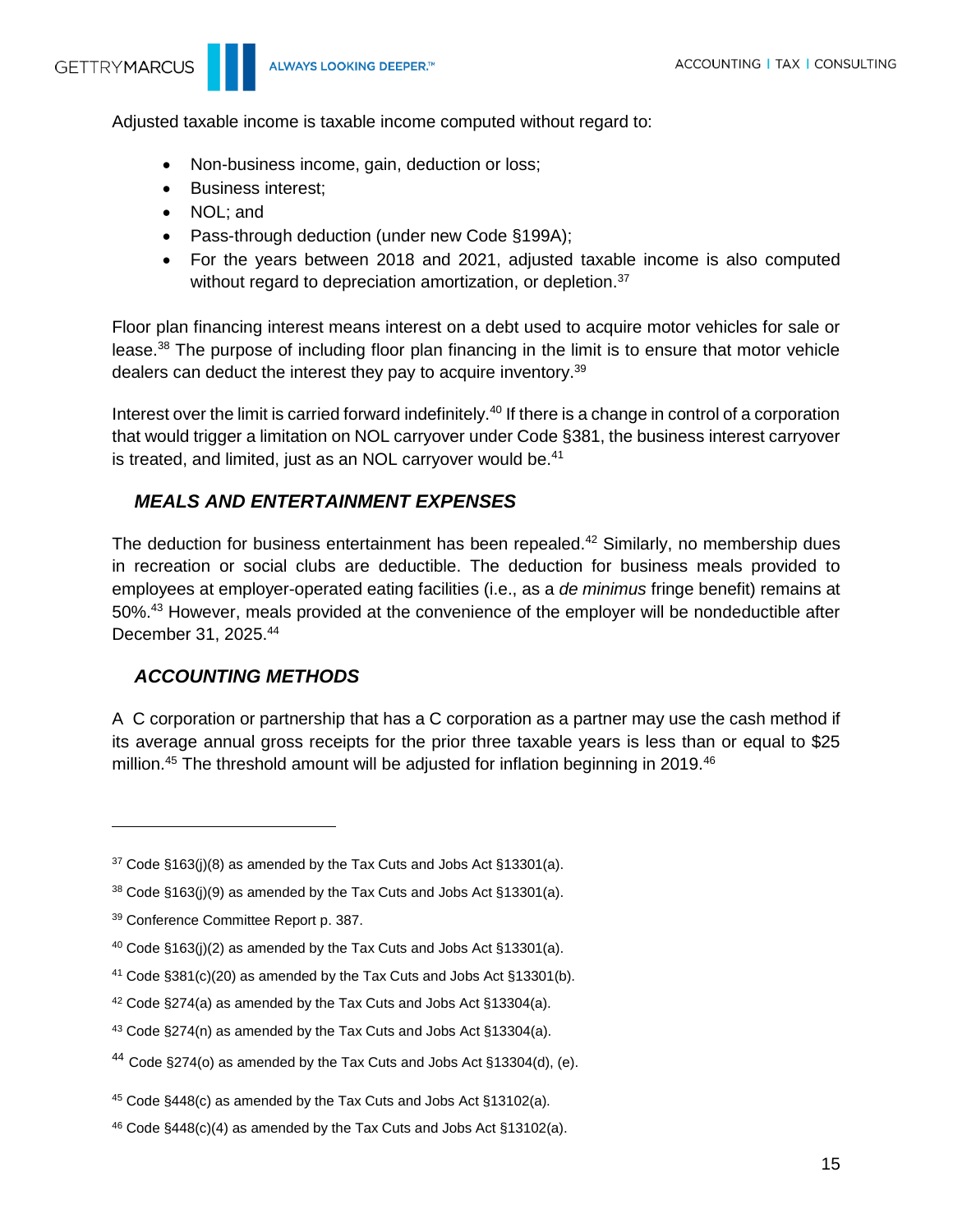Adjusted taxable income is taxable income computed without regard to:

- Non-business income, gain, deduction or loss;
- Business interest;
- NOL; and
- Pass-through deduction (under new Code §199A);
- For the years between 2018 and 2021, adjusted taxable income is also computed without regard to depreciation amortization, or depletion.[37]

Floor plan financing interest means interest on a debt used to acquire motor vehicles for sale or lease.[38] The purpose of including floor plan financing in the limit is to ensure that motor vehicle dealers can deduct the interest they pay to acquire inventory.[39]

Interest over the limit is carried forward indefinitely.[40] If there is a change in control of a corporation that would trigger a limitation on NOL carryover under Code §381, the business interest carryover is treated, and limited, just as an NOL carryover would be.[41]

### *MEALS AND ENTERTAINMENT EXPENSES*

The deduction for business entertainment has been repealed.[42] Similarly, no membership dues in recreation or social clubs are deductible. The deduction for business meals provided to employees at employer-operated eating facilities (i.e., as a *de minimus* fringe benefit) remains at 50%.[43] However, meals provided at the convenience of the employer will be nondeductible after December 31, 2025.[44]

### *ACCOUNTING METHODS*

A C corporation or partnership that has a C corporation as a partner may use the cash method if its average annual gross receipts for the prior three taxable years is less than or equal to $25 million.[45] The threshold amount will be adjusted for inflation beginning in 2019.[46]

---

[37] Code §163(j)(8) as amended by the Tax Cuts and Jobs Act §13301(a).

[38] Code §163(j)(9) as amended by the Tax Cuts and Jobs Act §13301(a).

[39] Conference Committee Report p. 387.

[40] Code §163(j)(2) as amended by the Tax Cuts and Jobs Act §13301(a).

[41] Code §381(c)(20) as amended by the Tax Cuts and Jobs Act §13301(b).

[42] Code §274(a) as amended by the Tax Cuts and Jobs Act §13304(a).

[43] Code §274(n) as amended by the Tax Cuts and Jobs Act §13304(a).

[44] Code §274(o) as amended by the Tax Cuts and Jobs Act §13304(d), (e).

[45] Code §448(c) as amended by the Tax Cuts and Jobs Act §13102(a).

[46] Code §448(c)(4) as amended by the Tax Cuts and Jobs Act §13102(a).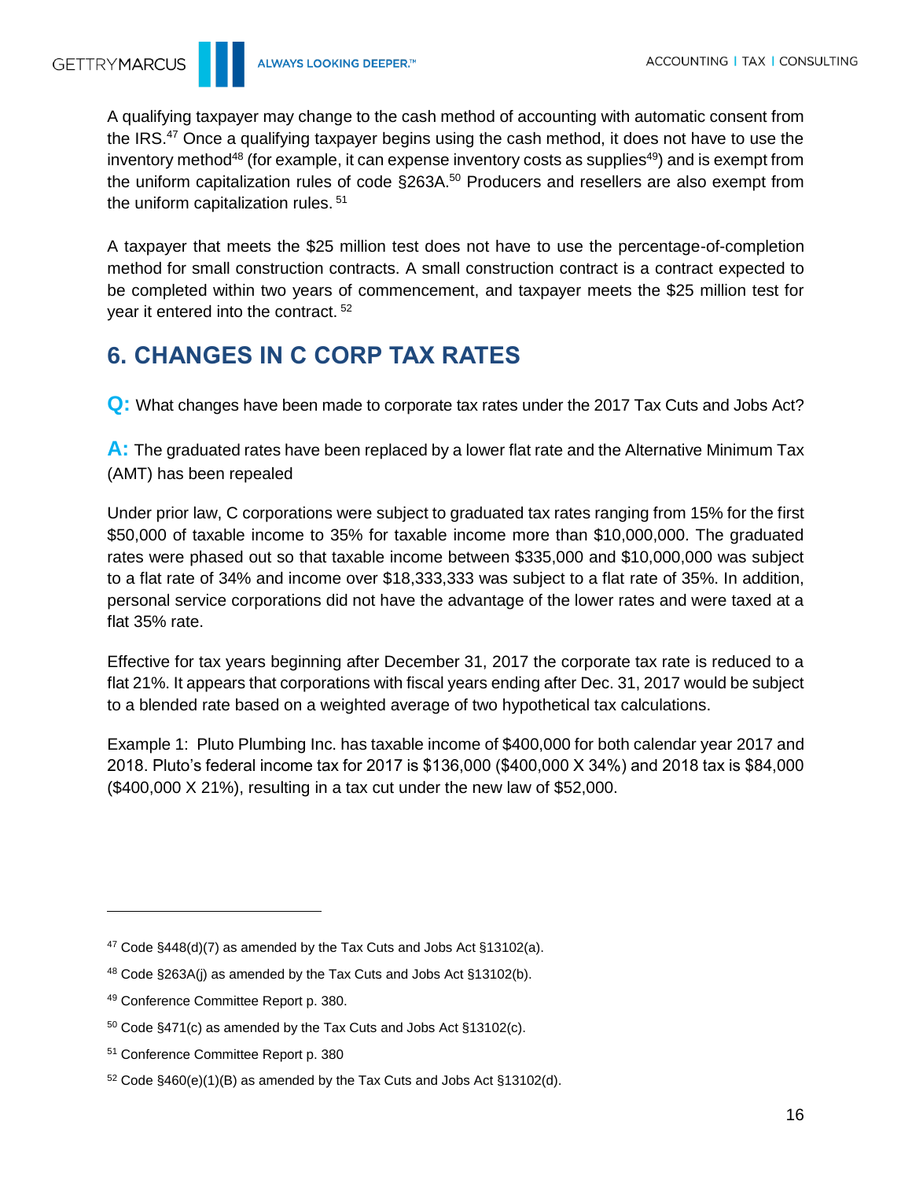A qualifying taxpayer may change to the cash method of accounting with automatic consent from the IRS.[47] Once a qualifying taxpayer begins using the cash method, it does not have to use the inventory method[48] (for example, it can expense inventory costs as supplies[49]) and is exempt from the uniform capitalization rules of code §263A.[50] Producers and resellers are also exempt from the uniform capitalization rules.[51]

A taxpayer that meets the $25 million test does not have to use the percentage-of-completion method for small construction contracts. A small construction contract is a contract expected to be completed within two years of commencement, and taxpayer meets the $25 million test for year it entered into the contract.[52]

## 6. CHANGES IN C CORP TAX RATES

**Q:** What changes have been made to corporate tax rates under the 2017 Tax Cuts and Jobs Act?

**A:** The graduated rates have been replaced by a lower flat rate and the Alternative Minimum Tax (AMT) has been repealed

Under prior law, C corporations were subject to graduated tax rates ranging from 15% for the first $50,000 of taxable income to 35% for taxable income more than $10,000,000. The graduated rates were phased out so that taxable income between $335,000 and $10,000,000 was subject to a flat rate of 34% and income over $18,333,333 was subject to a flat rate of 35%. In addition, personal service corporations did not have the advantage of the lower rates and were taxed at a flat 35% rate.

Effective for tax years beginning after December 31, 2017 the corporate tax rate is reduced to a flat 21%. It appears that corporations with fiscal years ending after Dec. 31, 2017 would be subject to a blended rate based on a weighted average of two hypothetical tax calculations.

Example 1: Pluto Plumbing Inc. has taxable income of $400,000 for both calendar year 2017 and 2018. Pluto's federal income tax for 2017 is $136,000 ($400,000 X 34%) and 2018 tax is $84,000 ($400,000 X 21%), resulting in a tax cut under the new law of $52,000.

---

[47] Code §448(d)(7) as amended by the Tax Cuts and Jobs Act §13102(a).

[48] Code §263A(j) as amended by the Tax Cuts and Jobs Act §13102(b).

[49] Conference Committee Report p. 380.

[50] Code §471(c) as amended by the Tax Cuts and Jobs Act §13102(c).

[51] Conference Committee Report p. 380

[52] Code §460(e)(1)(B) as amended by the Tax Cuts and Jobs Act §13102(d).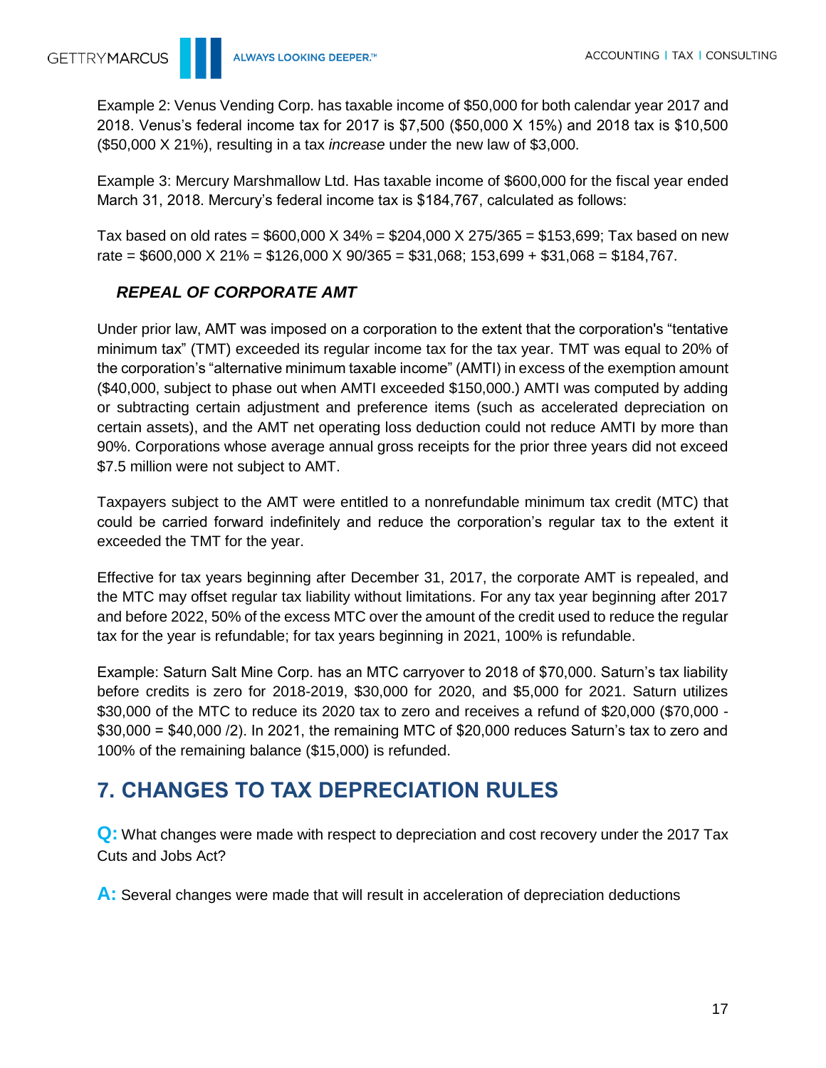Example 2: Venus Vending Corp. has taxable income of $50,000 for both calendar year 2017 and 2018. Venus's federal income tax for 2017 is $7,500 ($50,000 X 15%) and 2018 tax is $10,500 ($50,000 X 21%), resulting in a tax *increase* under the new law of $3,000.

Example 3: Mercury Marshmallow Ltd. Has taxable income of $600,000 for the fiscal year ended March 31, 2018. Mercury's federal income tax is $184,767, calculated as follows:

Tax based on old rates = $600,000 X 34% = $204,000 X 275/365 = $153,699; Tax based on new rate = $600,000 X 21% = $126,000 X 90/365 = $31,068; 153,699 + $31,068 = $184,767.

### *REPEAL OF CORPORATE AMT*

Under prior law, AMT was imposed on a corporation to the extent that the corporation's "tentative minimum tax" (TMT) exceeded its regular income tax for the tax year. TMT was equal to 20% of the corporation's "alternative minimum taxable income" (AMTI) in excess of the exemption amount ($40,000, subject to phase out when AMTI exceeded $150,000.) AMTI was computed by adding or subtracting certain adjustment and preference items (such as accelerated depreciation on certain assets), and the AMT net operating loss deduction could not reduce AMTI by more than 90%. Corporations whose average annual gross receipts for the prior three years did not exceed $7.5 million were not subject to AMT.

Taxpayers subject to the AMT were entitled to a nonrefundable minimum tax credit (MTC) that could be carried forward indefinitely and reduce the corporation's regular tax to the extent it exceeded the TMT for the year.

Effective for tax years beginning after December 31, 2017, the corporate AMT is repealed, and the MTC may offset regular tax liability without limitations. For any tax year beginning after 2017 and before 2022, 50% of the excess MTC over the amount of the credit used to reduce the regular tax for the year is refundable; for tax years beginning in 2021, 100% is refundable.

Example: Saturn Salt Mine Corp. has an MTC carryover to 2018 of $70,000. Saturn's tax liability before credits is zero for 2018-2019, $30,000 for 2020, and $5,000 for 2021. Saturn utilizes $30,000 of the MTC to reduce its 2020 tax to zero and receives a refund of $20,000 ($70,000 - $30,000 = $40,000 /2). In 2021, the remaining MTC of $20,000 reduces Saturn's tax to zero and 100% of the remaining balance ($15,000) is refunded.

## 7. CHANGES TO TAX DEPRECIATION RULES

**Q:** What changes were made with respect to depreciation and cost recovery under the 2017 Tax Cuts and Jobs Act?

**A:** Several changes were made that will result in acceleration of depreciation deductions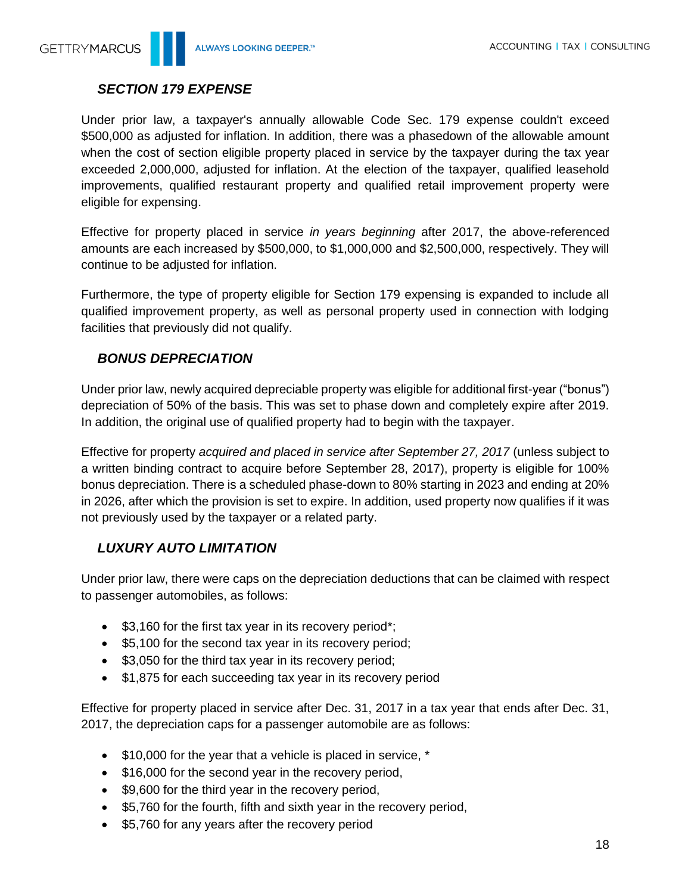### *SECTION 179 EXPENSE*

Under prior law, a taxpayer's annually allowable Code Sec. 179 expense couldn't exceed $500,000 as adjusted for inflation. In addition, there was a phasedown of the allowable amount when the cost of section eligible property placed in service by the taxpayer during the tax year exceeded 2,000,000, adjusted for inflation. At the election of the taxpayer, qualified leasehold improvements, qualified restaurant property and qualified retail improvement property were eligible for expensing.

Effective for property placed in service *in years beginning* after 2017, the above-referenced amounts are each increased by $500,000, to $1,000,000 and $2,500,000, respectively. They will continue to be adjusted for inflation.

Furthermore, the type of property eligible for Section 179 expensing is expanded to include all qualified improvement property, as well as personal property used in connection with lodging facilities that previously did not qualify.

### *BONUS DEPRECIATION*

Under prior law, newly acquired depreciable property was eligible for additional first-year ("bonus") depreciation of 50% of the basis. This was set to phase down and completely expire after 2019. In addition, the original use of qualified property had to begin with the taxpayer.

Effective for property *acquired and placed in service after September 27, 2017* (unless subject to a written binding contract to acquire before September 28, 2017), property is eligible for 100% bonus depreciation. There is a scheduled phase-down to 80% starting in 2023 and ending at 20% in 2026, after which the provision is set to expire. In addition, used property now qualifies if it was not previously used by the taxpayer or a related party.

### *LUXURY AUTO LIMITATION*

Under prior law, there were caps on the depreciation deductions that can be claimed with respect to passenger automobiles, as follows:

- $3,160 for the first tax year in its recovery period*;
- $5,100 for the second tax year in its recovery period;
- $3,050 for the third tax year in its recovery period;
- $1,875 for each succeeding tax year in its recovery period

Effective for property placed in service after Dec. 31, 2017 in a tax year that ends after Dec. 31, 2017, the depreciation caps for a passenger automobile are as follows:

- $10,000 for the year that a vehicle is placed in service, *
- $16,000 for the second year in the recovery period,
- $9,600 for the third year in the recovery period,
- $5,760 for the fourth, fifth and sixth year in the recovery period,
- $5,760 for any years after the recovery period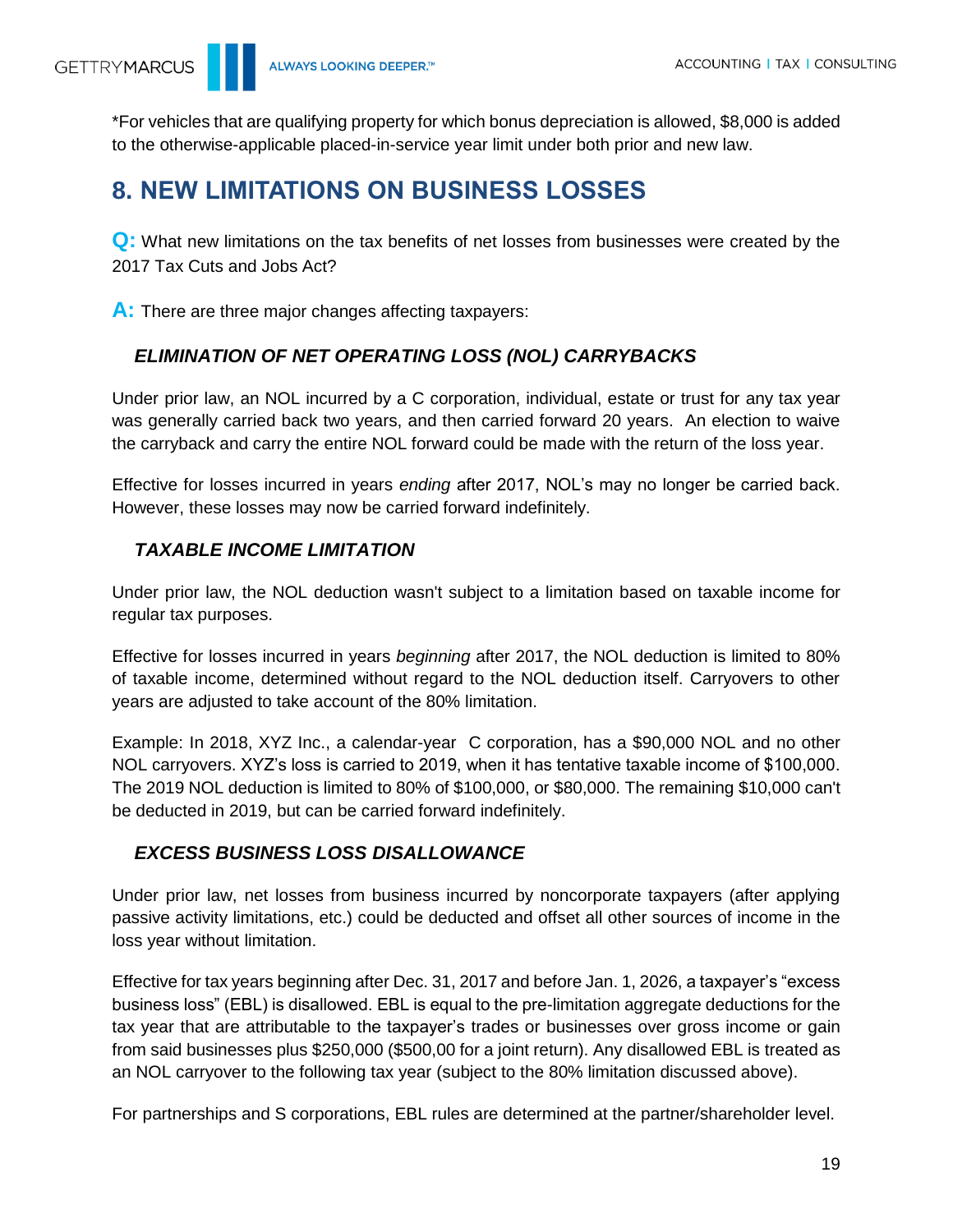*For vehicles that are qualifying property for which bonus depreciation is allowed, $8,000 is added to the otherwise-applicable placed-in-service year limit under both prior and new law.

## 8. NEW LIMITATIONS ON BUSINESS LOSSES

**Q:** What new limitations on the tax benefits of net losses from businesses were created by the 2017 Tax Cuts and Jobs Act?

**A:** There are three major changes affecting taxpayers:

### *ELIMINATION OF NET OPERATING LOSS (NOL) CARRYBACKS*

Under prior law, an NOL incurred by a C corporation, individual, estate or trust for any tax year was generally carried back two years, and then carried forward 20 years. An election to waive the carryback and carry the entire NOL forward could be made with the return of the loss year.

Effective for losses incurred in years *ending* after 2017, NOL's may no longer be carried back. However, these losses may now be carried forward indefinitely.

### *TAXABLE INCOME LIMITATION*

Under prior law, the NOL deduction wasn't subject to a limitation based on taxable income for regular tax purposes.

Effective for losses incurred in years *beginning* after 2017, the NOL deduction is limited to 80% of taxable income, determined without regard to the NOL deduction itself. Carryovers to other years are adjusted to take account of the 80% limitation.

Example: In 2018, XYZ Inc., a calendar-year C corporation, has a $90,000 NOL and no other NOL carryovers. XYZ's loss is carried to 2019, when it has tentative taxable income of $100,000. The 2019 NOL deduction is limited to 80% of $100,000, or $80,000. The remaining $10,000 can't be deducted in 2019, but can be carried forward indefinitely.

### *EXCESS BUSINESS LOSS DISALLOWANCE*

Under prior law, net losses from business incurred by noncorporate taxpayers (after applying passive activity limitations, etc.) could be deducted and offset all other sources of income in the loss year without limitation.

Effective for tax years beginning after Dec. 31, 2017 and before Jan. 1, 2026, a taxpayer's "excess business loss" (EBL) is disallowed. EBL is equal to the pre-limitation aggregate deductions for the tax year that are attributable to the taxpayer's trades or businesses over gross income or gain from said businesses plus $250,000 ($500,00 for a joint return). Any disallowed EBL is treated as an NOL carryover to the following tax year (subject to the 80% limitation discussed above).

For partnerships and S corporations, EBL rules are determined at the partner/shareholder level.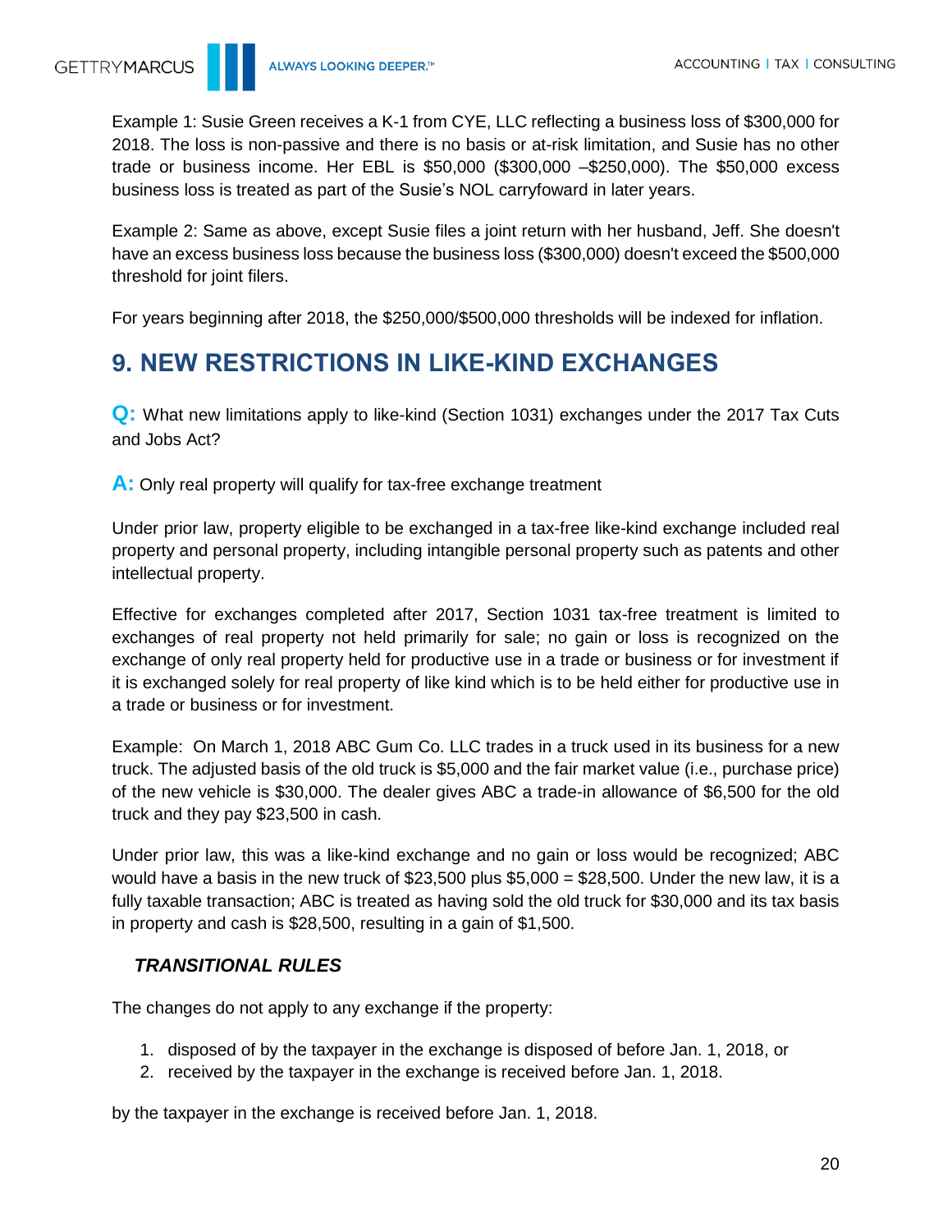Example 1: Susie Green receives a K-1 from CYE, LLC reflecting a business loss of $300,000 for 2018. The loss is non-passive and there is no basis or at-risk limitation, and Susie has no other trade or business income. Her EBL is $50,000 ($300,000 –$250,000). The $50,000 excess business loss is treated as part of the Susie's NOL carryfoward in later years.

Example 2: Same as above, except Susie files a joint return with her husband, Jeff. She doesn't have an excess business loss because the business loss ($300,000) doesn't exceed the $500,000 threshold for joint filers.

For years beginning after 2018, the $250,000/$500,000 thresholds will be indexed for inflation.

## 9. NEW RESTRICTIONS IN LIKE-KIND EXCHANGES

**Q:** What new limitations apply to like-kind (Section 1031) exchanges under the 2017 Tax Cuts and Jobs Act?

**A:** Only real property will qualify for tax-free exchange treatment

Under prior law, property eligible to be exchanged in a tax-free like-kind exchange included real property and personal property, including intangible personal property such as patents and other intellectual property.

Effective for exchanges completed after 2017, Section 1031 tax-free treatment is limited to exchanges of real property not held primarily for sale; no gain or loss is recognized on the exchange of only real property held for productive use in a trade or business or for investment if it is exchanged solely for real property of like kind which is to be held either for productive use in a trade or business or for investment.

Example: On March 1, 2018 ABC Gum Co. LLC trades in a truck used in its business for a new truck. The adjusted basis of the old truck is $5,000 and the fair market value (i.e., purchase price) of the new vehicle is $30,000. The dealer gives ABC a trade-in allowance of $6,500 for the old truck and they pay $23,500 in cash.

Under prior law, this was a like-kind exchange and no gain or loss would be recognized; ABC would have a basis in the new truck of $23,500 plus $5,000 = $28,500. Under the new law, it is a fully taxable transaction; ABC is treated as having sold the old truck for $30,000 and its tax basis in property and cash is $28,500, resulting in a gain of $1,500.

### *TRANSITIONAL RULES*

The changes do not apply to any exchange if the property:

1. disposed of by the taxpayer in the exchange is disposed of before Jan. 1, 2018, or
2. received by the taxpayer in the exchange is received before Jan. 1, 2018.

by the taxpayer in the exchange is received before Jan. 1, 2018.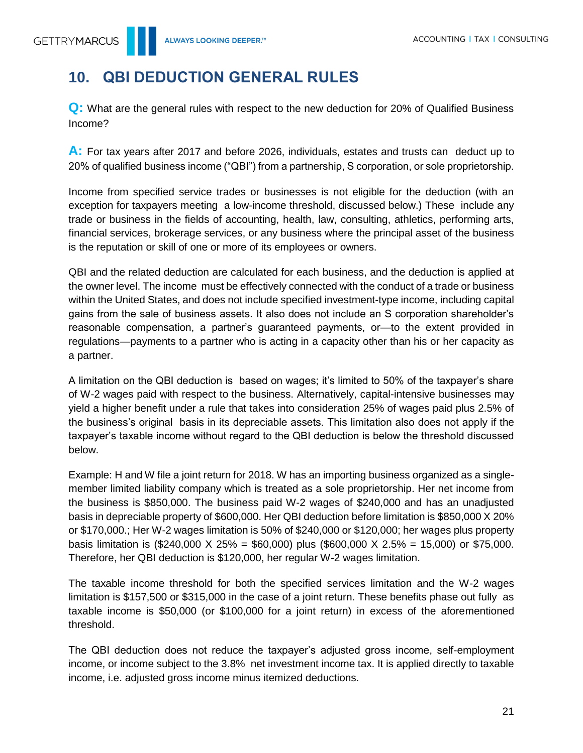## 10. QBI DEDUCTION GENERAL RULES

**Q:** What are the general rules with respect to the new deduction for 20% of Qualified Business Income?

**A:** For tax years after 2017 and before 2026, individuals, estates and trusts can deduct up to 20% of qualified business income ("QBI") from a partnership, S corporation, or sole proprietorship.

Income from specified service trades or businesses is not eligible for the deduction (with an exception for taxpayers meeting a low-income threshold, discussed below.) These include any trade or business in the fields of accounting, health, law, consulting, athletics, performing arts, financial services, brokerage services, or any business where the principal asset of the business is the reputation or skill of one or more of its employees or owners.

QBI and the related deduction are calculated for each business, and the deduction is applied at the owner level. The income must be effectively connected with the conduct of a trade or business within the United States, and does not include specified investment-type income, including capital gains from the sale of business assets. It also does not include an S corporation shareholder's reasonable compensation, a partner's guaranteed payments, or—to the extent provided in regulations—payments to a partner who is acting in a capacity other than his or her capacity as a partner.

A limitation on the QBI deduction is based on wages; it's limited to 50% of the taxpayer's share of W-2 wages paid with respect to the business. Alternatively, capital-intensive businesses may yield a higher benefit under a rule that takes into consideration 25% of wages paid plus 2.5% of the business's original basis in its depreciable assets. This limitation also does not apply if the taxpayer's taxable income without regard to the QBI deduction is below the threshold discussed below.

Example: H and W file a joint return for 2018. W has an importing business organized as a single-member limited liability company which is treated as a sole proprietorship. Her net income from the business is $850,000. The business paid W-2 wages of $240,000 and has an unadjusted basis in depreciable property of $600,000. Her QBI deduction before limitation is $850,000 X 20% or $170,000.; Her W-2 wages limitation is 50% of $240,000 or $120,000; her wages plus property basis limitation is ($240,000 X 25% = $60,000) plus ($600,000 X 2.5% = 15,000) or $75,000. Therefore, her QBI deduction is $120,000, her regular W-2 wages limitation.

The taxable income threshold for both the specified services limitation and the W-2 wages limitation is $157,500 or $315,000 in the case of a joint return. These benefits phase out fully as taxable income is $50,000 (or $100,000 for a joint return) in excess of the aforementioned threshold.

The QBI deduction does not reduce the taxpayer's adjusted gross income, self-employment income, or income subject to the 3.8% net investment income tax. It is applied directly to taxable income, i.e. adjusted gross income minus itemized deductions.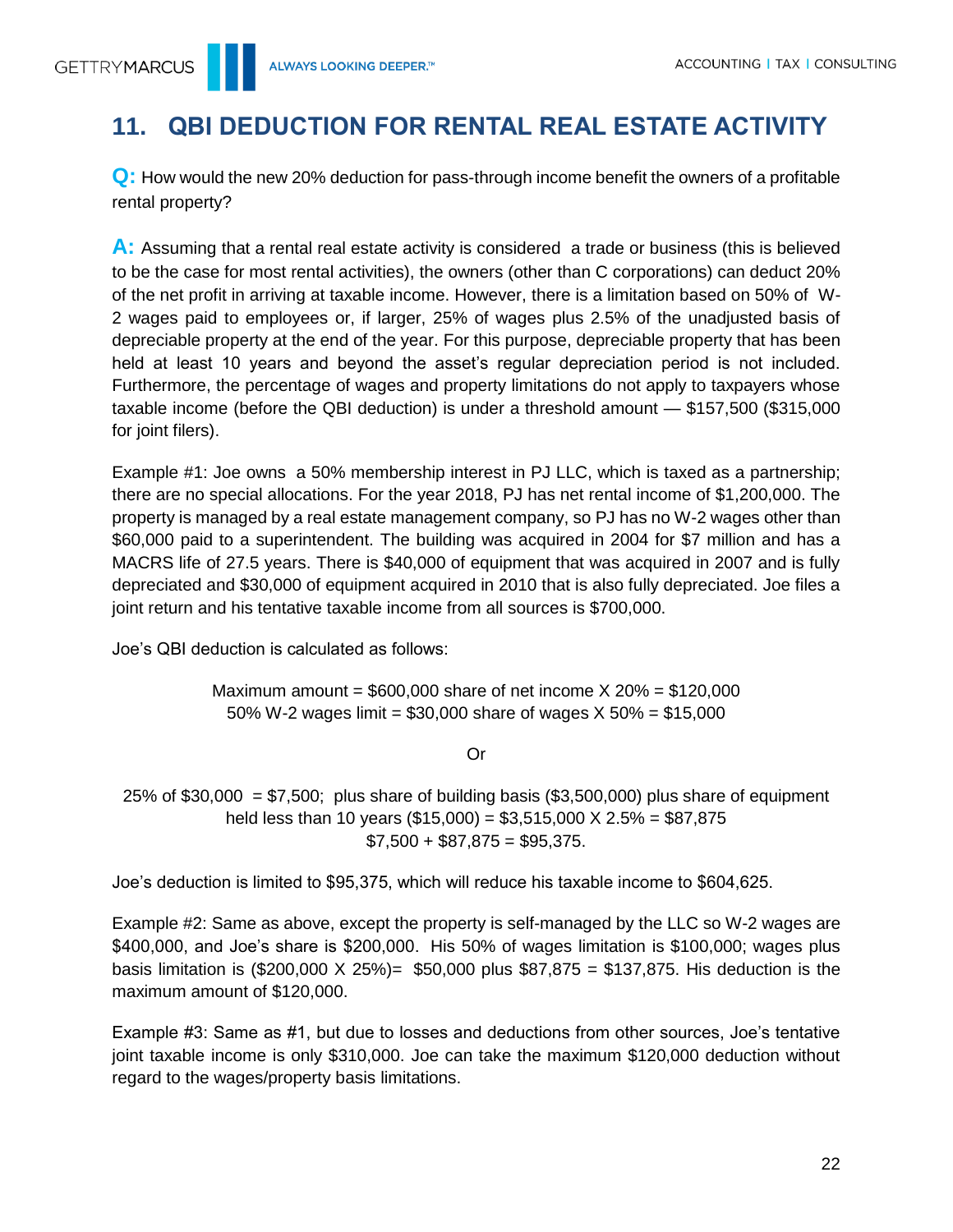## 11. QBI DEDUCTION FOR RENTAL REAL ESTATE ACTIVITY

**Q:** How would the new 20% deduction for pass-through income benefit the owners of a profitable rental property?

**A:** Assuming that a rental real estate activity is considered a trade or business (this is believed to be the case for most rental activities), the owners (other than C corporations) can deduct 20% of the net profit in arriving at taxable income. However, there is a limitation based on 50% of W-2 wages paid to employees or, if larger, 25% of wages plus 2.5% of the unadjusted basis of depreciable property at the end of the year. For this purpose, depreciable property that has been held at least 10 years and beyond the asset's regular depreciation period is not included. Furthermore, the percentage of wages and property limitations do not apply to taxpayers whose taxable income (before the QBI deduction) is under a threshold amount — $157,500 ($315,000 for joint filers).

Example #1: Joe owns a 50% membership interest in PJ LLC, which is taxed as a partnership; there are no special allocations. For the year 2018, PJ has net rental income of $1,200,000. The property is managed by a real estate management company, so PJ has no W-2 wages other than $60,000 paid to a superintendent. The building was acquired in 2004 for $7 million and has a MACRS life of 27.5 years. There is $40,000 of equipment that was acquired in 2007 and is fully depreciated and $30,000 of equipment acquired in 2010 that is also fully depreciated. Joe files a joint return and his tentative taxable income from all sources is $700,000.

Joe's QBI deduction is calculated as follows:

Maximum amount = $600,000 share of net income X 20% = $120,000
50% W-2 wages limit = $30,000 share of wages X 50% = $15,000

Or

25% of $30,000 = $7,500; plus share of building basis ($3,500,000) plus share of equipment held less than 10 years ($15,000) = $3,515,000 X 2.5% = $87,875
$7,500 + $87,875 = $95,375.

Joe's deduction is limited to $95,375, which will reduce his taxable income to $604,625.

Example #2: Same as above, except the property is self-managed by the LLC so W-2 wages are $400,000, and Joe's share is $200,000. His 50% of wages limitation is $100,000; wages plus basis limitation is ($200,000 X 25%)= $50,000 plus $87,875 = $137,875. His deduction is the maximum amount of $120,000.

Example #3: Same as #1, but due to losses and deductions from other sources, Joe's tentative joint taxable income is only $310,000. Joe can take the maximum $120,000 deduction without regard to the wages/property basis limitations.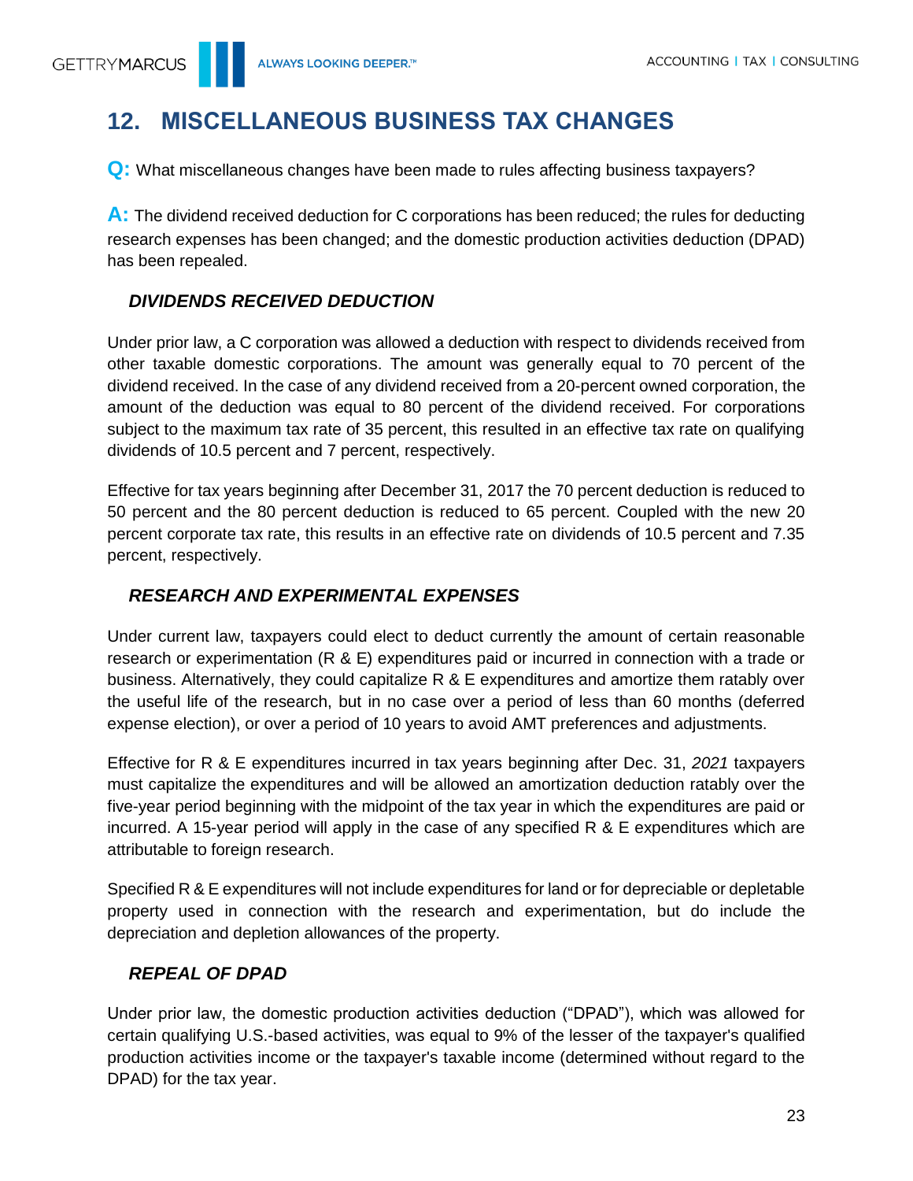## 12. MISCELLANEOUS BUSINESS TAX CHANGES

**Q:** What miscellaneous changes have been made to rules affecting business taxpayers?

**A:** The dividend received deduction for C corporations has been reduced; the rules for deducting research expenses has been changed; and the domestic production activities deduction (DPAD) has been repealed.

### *DIVIDENDS RECEIVED DEDUCTION*

Under prior law, a C corporation was allowed a deduction with respect to dividends received from other taxable domestic corporations. The amount was generally equal to 70 percent of the dividend received. In the case of any dividend received from a 20-percent owned corporation, the amount of the deduction was equal to 80 percent of the dividend received. For corporations subject to the maximum tax rate of 35 percent, this resulted in an effective tax rate on qualifying dividends of 10.5 percent and 7 percent, respectively.

Effective for tax years beginning after December 31, 2017 the 70 percent deduction is reduced to 50 percent and the 80 percent deduction is reduced to 65 percent. Coupled with the new 20 percent corporate tax rate, this results in an effective rate on dividends of 10.5 percent and 7.35 percent, respectively.

### *RESEARCH AND EXPERIMENTAL EXPENSES*

Under current law, taxpayers could elect to deduct currently the amount of certain reasonable research or experimentation (R & E) expenditures paid or incurred in connection with a trade or business. Alternatively, they could capitalize R & E expenditures and amortize them ratably over the useful life of the research, but in no case over a period of less than 60 months (deferred expense election), or over a period of 10 years to avoid AMT preferences and adjustments.

Effective for R & E expenditures incurred in tax years beginning after Dec. 31, *2021* taxpayers must capitalize the expenditures and will be allowed an amortization deduction ratably over the five-year period beginning with the midpoint of the tax year in which the expenditures are paid or incurred. A 15-year period will apply in the case of any specified R & E expenditures which are attributable to foreign research.

Specified R & E expenditures will not include expenditures for land or for depreciable or depletable property used in connection with the research and experimentation, but do include the depreciation and depletion allowances of the property.

### *REPEAL OF DPAD*

Under prior law, the domestic production activities deduction ("DPAD"), which was allowed for certain qualifying U.S.-based activities, was equal to 9% of the lesser of the taxpayer's qualified production activities income or the taxpayer's taxable income (determined without regard to the DPAD) for the tax year.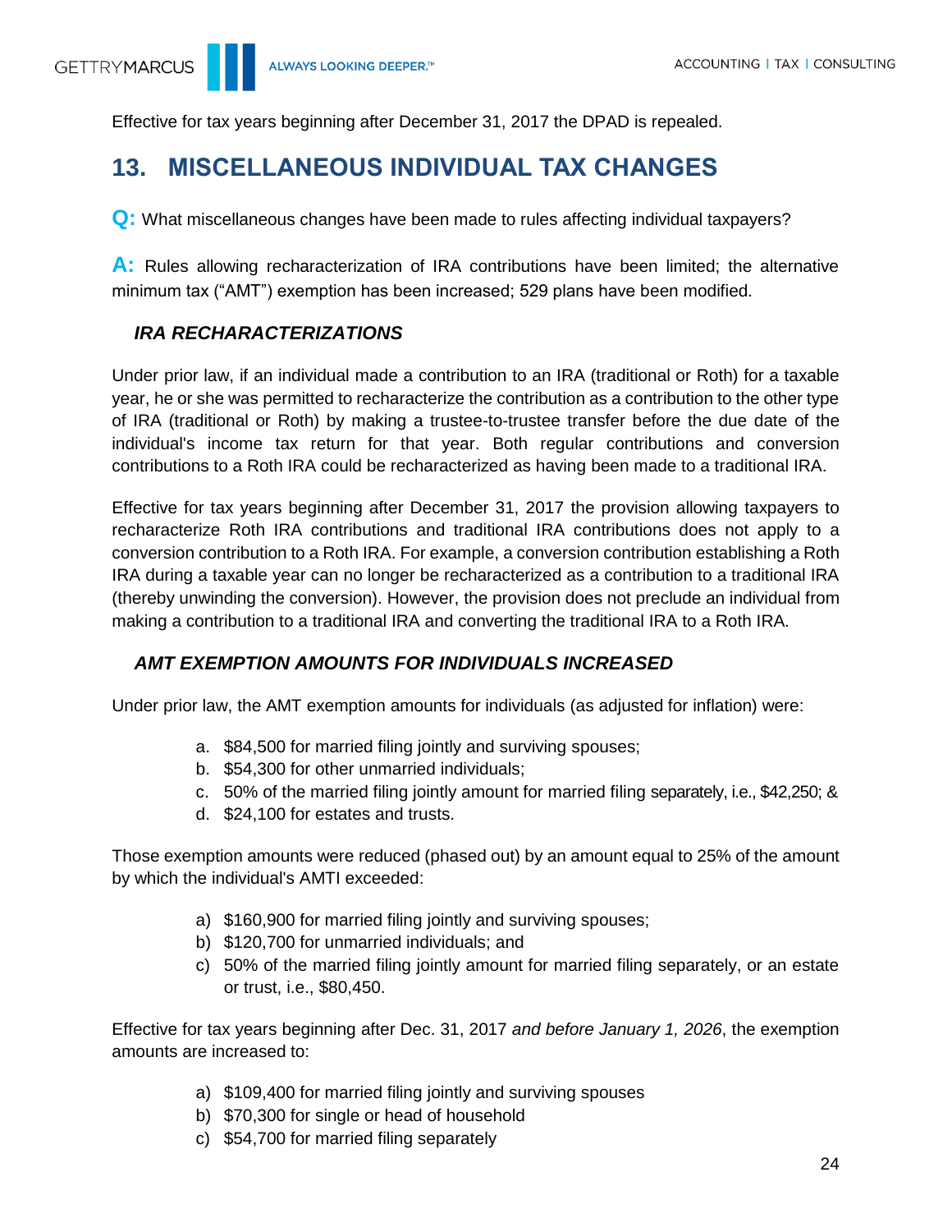Effective for tax years beginning after December 31, 2017 the DPAD is repealed.

## 13. MISCELLANEOUS INDIVIDUAL TAX CHANGES

**Q:** What miscellaneous changes have been made to rules affecting individual taxpayers?

**A:** Rules allowing recharacterization of IRA contributions have been limited; the alternative minimum tax ("AMT") exemption has been increased; 529 plans have been modified.

### *IRA RECHARACTERIZATIONS*

Under prior law, if an individual made a contribution to an IRA (traditional or Roth) for a taxable year, he or she was permitted to recharacterize the contribution as a contribution to the other type of IRA (traditional or Roth) by making a trustee-to-trustee transfer before the due date of the individual's income tax return for that year. Both regular contributions and conversion contributions to a Roth IRA could be recharacterized as having been made to a traditional IRA.

Effective for tax years beginning after December 31, 2017 the provision allowing taxpayers to recharacterize Roth IRA contributions and traditional IRA contributions does not apply to a conversion contribution to a Roth IRA. For example, a conversion contribution establishing a Roth IRA during a taxable year can no longer be recharacterized as a contribution to a traditional IRA (thereby unwinding the conversion). However, the provision does not preclude an individual from making a contribution to a traditional IRA and converting the traditional IRA to a Roth IRA.

### *AMT EXEMPTION AMOUNTS FOR INDIVIDUALS INCREASED*

Under prior law, the AMT exemption amounts for individuals (as adjusted for inflation) were:

a. $84,500 for married filing jointly and surviving spouses;
b. $54,300 for other unmarried individuals;
c. 50% of the married filing jointly amount for married filing separately, i.e., $42,250; &
d. $24,100 for estates and trusts.

Those exemption amounts were reduced (phased out) by an amount equal to 25% of the amount by which the individual's AMTI exceeded:

a) $160,900 for married filing jointly and surviving spouses;
b) $120,700 for unmarried individuals; and
c) 50% of the married filing jointly amount for married filing separately, or an estate or trust, i.e., $80,450.

Effective for tax years beginning after Dec. 31, 2017 *and before January 1, 2026*, the exemption amounts are increased to:

a) $109,400 for married filing jointly and surviving spouses
b) $70,300 for single or head of household
c) $54,700 for married filing separately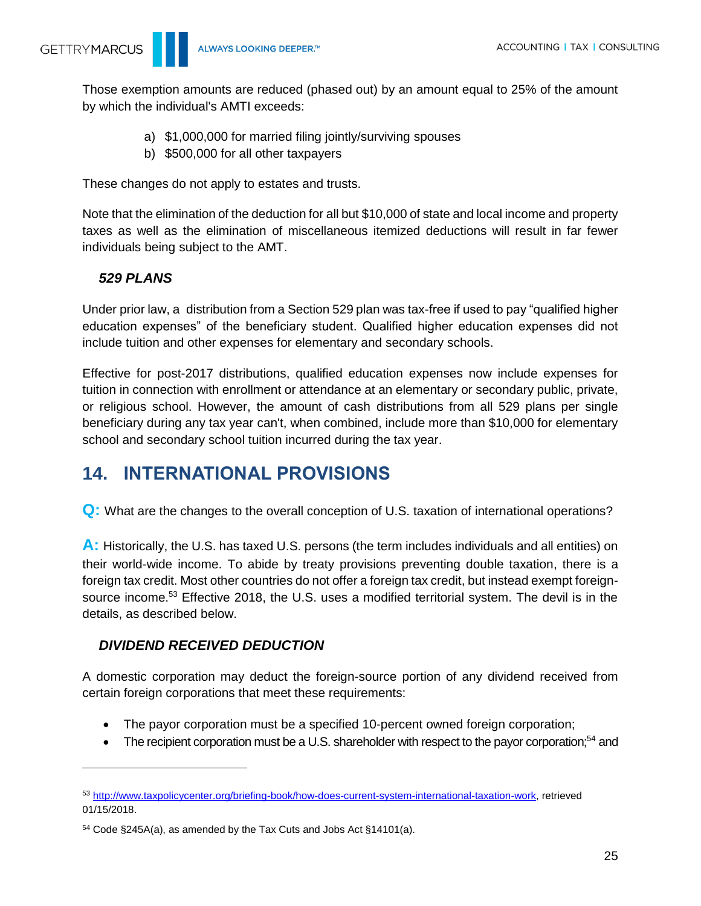Those exemption amounts are reduced (phased out) by an amount equal to 25% of the amount by which the individual's AMTI exceeds:

a) $1,000,000 for married filing jointly/surviving spouses
b) $500,000 for all other taxpayers

These changes do not apply to estates and trusts.

Note that the elimination of the deduction for all but $10,000 of state and local income and property taxes as well as the elimination of miscellaneous itemized deductions will result in far fewer individuals being subject to the AMT.

### *529 PLANS*

Under prior law, a distribution from a Section 529 plan was tax-free if used to pay "qualified higher education expenses" of the beneficiary student. Qualified higher education expenses did not include tuition and other expenses for elementary and secondary schools.

Effective for post-2017 distributions, qualified education expenses now include expenses for tuition in connection with enrollment or attendance at an elementary or secondary public, private, or religious school. However, the amount of cash distributions from all 529 plans per single beneficiary during any tax year can't, when combined, include more than $10,000 for elementary school and secondary school tuition incurred during the tax year.

## 14. INTERNATIONAL PROVISIONS

**Q:** What are the changes to the overall conception of U.S. taxation of international operations?

**A:** Historically, the U.S. has taxed U.S. persons (the term includes individuals and all entities) on their world-wide income. To abide by treaty provisions preventing double taxation, there is a foreign tax credit. Most other countries do not offer a foreign tax credit, but instead exempt foreign-source income.[53] Effective 2018, the U.S. uses a modified territorial system. The devil is in the details, as described below.

### *DIVIDEND RECEIVED DEDUCTION*

A domestic corporation may deduct the foreign-source portion of any dividend received from certain foreign corporations that meet these requirements:

- The payor corporation must be a specified 10-percent owned foreign corporation;
- The recipient corporation must be a U.S. shareholder with respect to the payor corporation;[54] and

---

[53] http://www.taxpolicycenter.org/briefing-book/how-does-current-system-international-taxation-work, retrieved 01/15/2018.

[54] Code §245A(a), as amended by the Tax Cuts and Jobs Act §14101(a).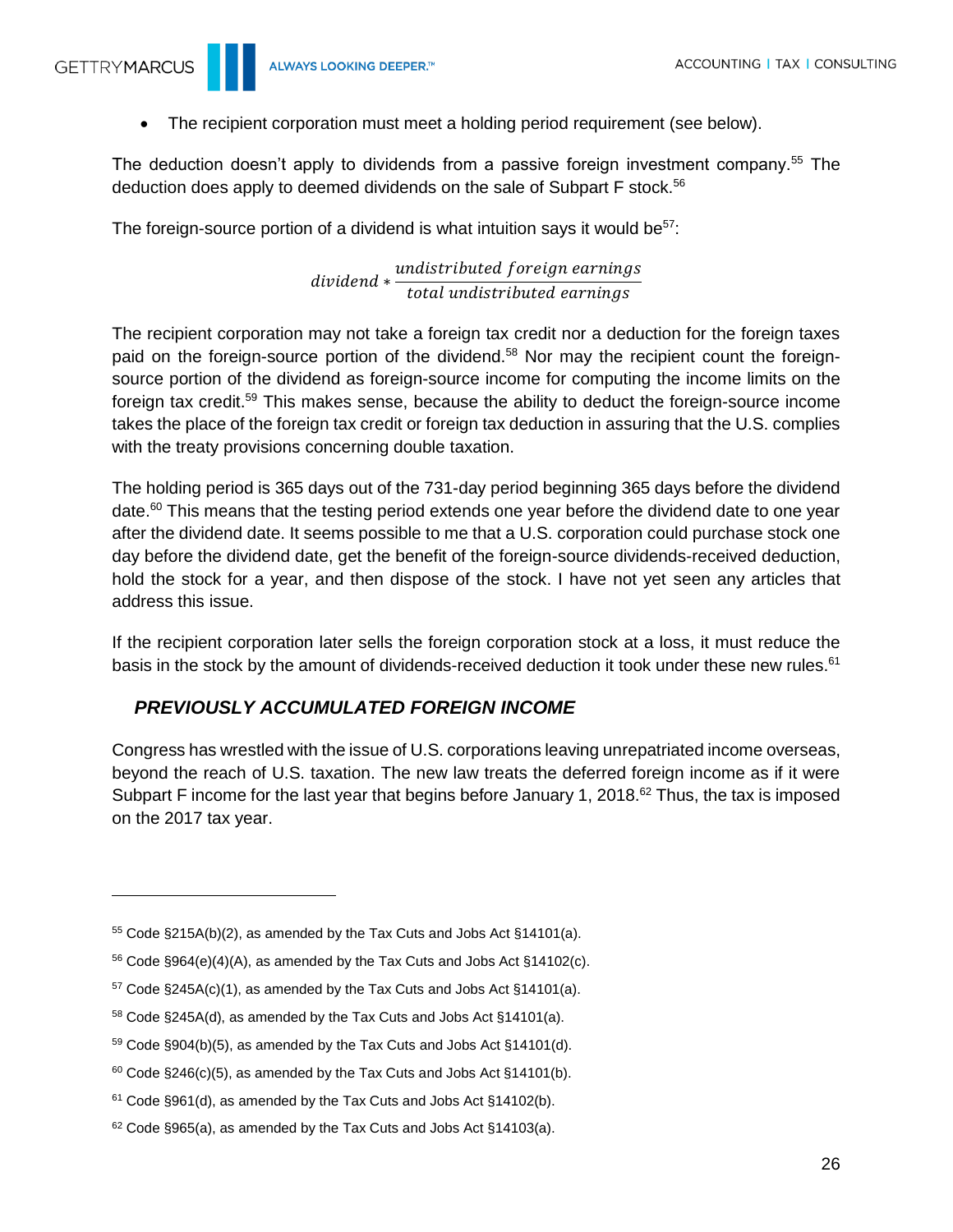- The recipient corporation must meet a holding period requirement (see below).

The deduction doesn't apply to dividends from a passive foreign investment company.[55] The deduction does apply to deemed dividends on the sale of Subpart F stock.[56]

The foreign-source portion of a dividend is what intuition says it would be[57]:

$$dividend * \frac{undistributed\ foreign\ earnings}{total\ undistributed\ earnings}$$

The recipient corporation may not take a foreign tax credit nor a deduction for the foreign taxes paid on the foreign-source portion of the dividend.[58] Nor may the recipient count the foreign-source portion of the dividend as foreign-source income for computing the income limits on the foreign tax credit.[59] This makes sense, because the ability to deduct the foreign-source income takes the place of the foreign tax credit or foreign tax deduction in assuring that the U.S. complies with the treaty provisions concerning double taxation.

The holding period is 365 days out of the 731-day period beginning 365 days before the dividend date.[60] This means that the testing period extends one year before the dividend date to one year after the dividend date. It seems possible to me that a U.S. corporation could purchase stock one day before the dividend date, get the benefit of the foreign-source dividends-received deduction, hold the stock for a year, and then dispose of the stock. I have not yet seen any articles that address this issue.

If the recipient corporation later sells the foreign corporation stock at a loss, it must reduce the basis in the stock by the amount of dividends-received deduction it took under these new rules.[61]

## *PREVIOUSLY ACCUMULATED FOREIGN INCOME*

Congress has wrestled with the issue of U.S. corporations leaving unrepatriated income overseas, beyond the reach of U.S. taxation. The new law treats the deferred foreign income as if it were Subpart F income for the last year that begins before January 1, 2018.[62] Thus, the tax is imposed on the 2017 tax year.

---

[55] Code §215A(b)(2), as amended by the Tax Cuts and Jobs Act §14101(a).

[56] Code §964(e)(4)(A), as amended by the Tax Cuts and Jobs Act §14102(c).

[57] Code §245A(c)(1), as amended by the Tax Cuts and Jobs Act §14101(a).

[58] Code §245A(d), as amended by the Tax Cuts and Jobs Act §14101(a).

[59] Code §904(b)(5), as amended by the Tax Cuts and Jobs Act §14101(d).

[60] Code §246(c)(5), as amended by the Tax Cuts and Jobs Act §14101(b).

[61] Code §961(d), as amended by the Tax Cuts and Jobs Act §14102(b).

[62] Code §965(a), as amended by the Tax Cuts and Jobs Act §14103(a).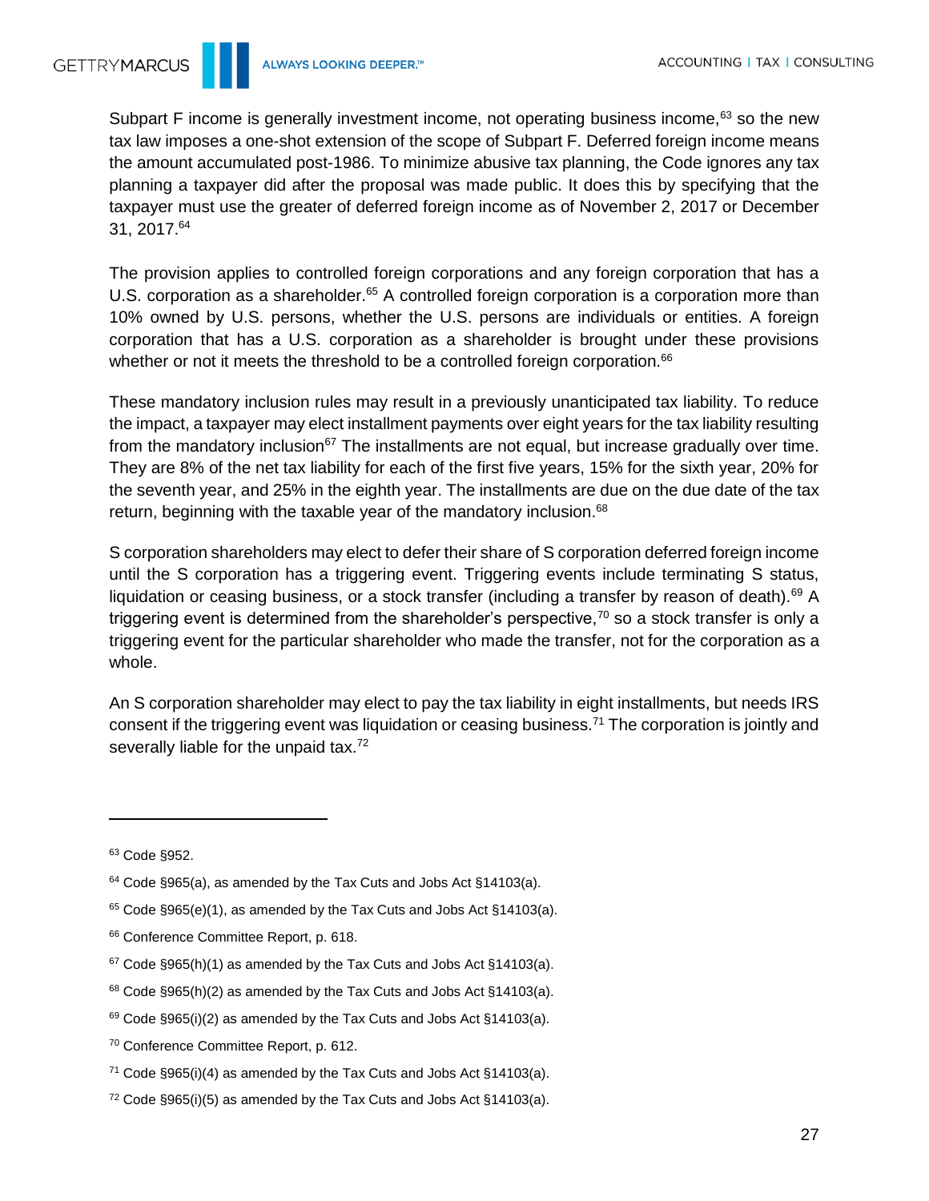Subpart F income is generally investment income, not operating business income,[63] so the new tax law imposes a one-shot extension of the scope of Subpart F. Deferred foreign income means the amount accumulated post-1986. To minimize abusive tax planning, the Code ignores any tax planning a taxpayer did after the proposal was made public. It does this by specifying that the taxpayer must use the greater of deferred foreign income as of November 2, 2017 or December 31, 2017.[64]

The provision applies to controlled foreign corporations and any foreign corporation that has a U.S. corporation as a shareholder.[65] A controlled foreign corporation is a corporation more than 10% owned by U.S. persons, whether the U.S. persons are individuals or entities. A foreign corporation that has a U.S. corporation as a shareholder is brought under these provisions whether or not it meets the threshold to be a controlled foreign corporation.[66]

These mandatory inclusion rules may result in a previously unanticipated tax liability. To reduce the impact, a taxpayer may elect installment payments over eight years for the tax liability resulting from the mandatory inclusion[67] The installments are not equal, but increase gradually over time. They are 8% of the net tax liability for each of the first five years, 15% for the sixth year, 20% for the seventh year, and 25% in the eighth year. The installments are due on the due date of the tax return, beginning with the taxable year of the mandatory inclusion.[68]

S corporation shareholders may elect to defer their share of S corporation deferred foreign income until the S corporation has a triggering event. Triggering events include terminating S status, liquidation or ceasing business, or a stock transfer (including a transfer by reason of death).[69] A triggering event is determined from the shareholder's perspective,[70] so a stock transfer is only a triggering event for the particular shareholder who made the transfer, not for the corporation as a whole.

An S corporation shareholder may elect to pay the tax liability in eight installments, but needs IRS consent if the triggering event was liquidation or ceasing business.[71] The corporation is jointly and severally liable for the unpaid tax.[72]

---

[63] Code §952.

[64] Code §965(a), as amended by the Tax Cuts and Jobs Act §14103(a).

[65] Code §965(e)(1), as amended by the Tax Cuts and Jobs Act §14103(a).

[66] Conference Committee Report, p. 618.

[67] Code §965(h)(1) as amended by the Tax Cuts and Jobs Act §14103(a).

[68] Code §965(h)(2) as amended by the Tax Cuts and Jobs Act §14103(a).

[69] Code §965(i)(2) as amended by the Tax Cuts and Jobs Act §14103(a).

[70] Conference Committee Report, p. 612.

[71] Code §965(i)(4) as amended by the Tax Cuts and Jobs Act §14103(a).

[72] Code §965(i)(5) as amended by the Tax Cuts and Jobs Act §14103(a).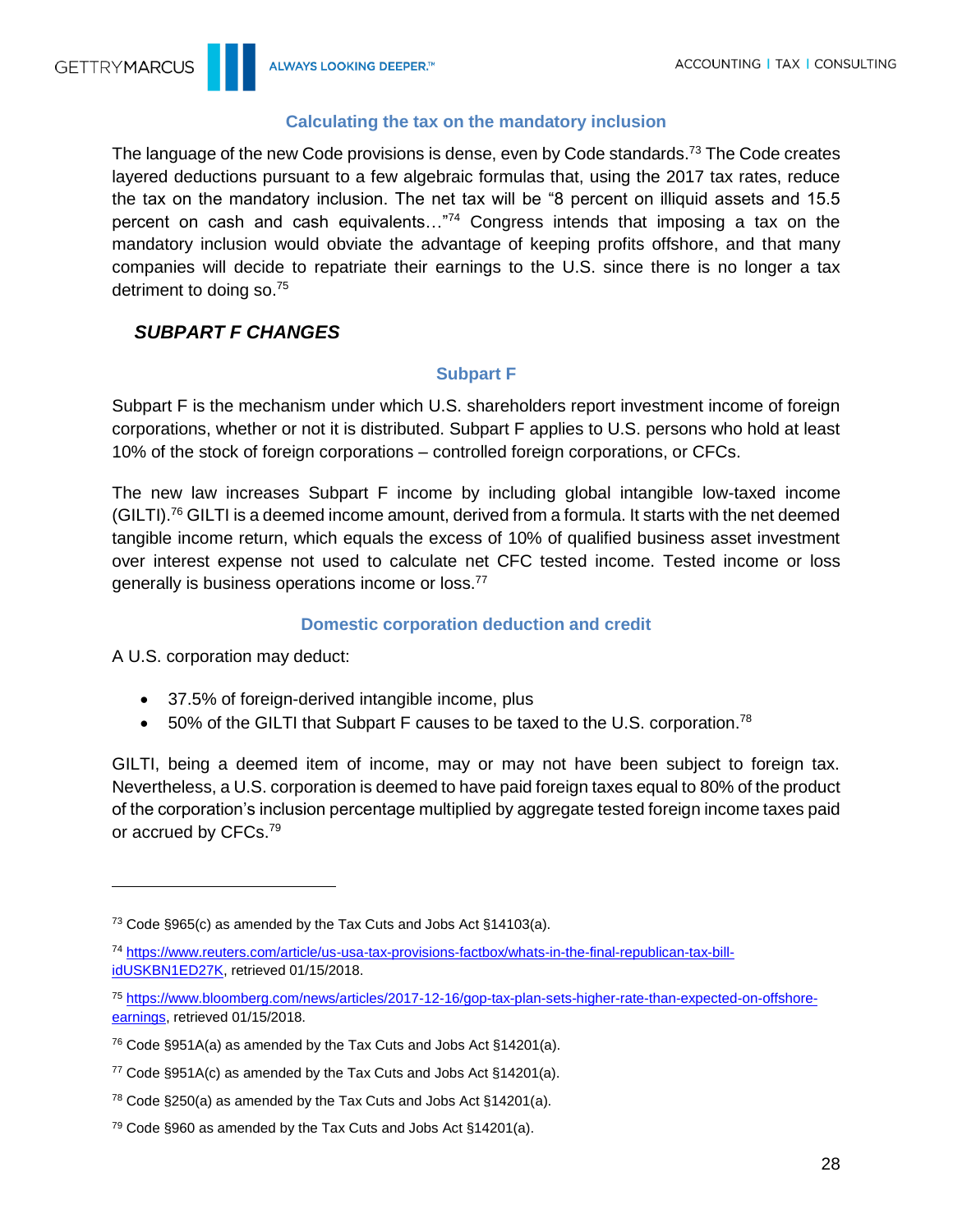### Calculating the tax on the mandatory inclusion

The language of the new Code provisions is dense, even by Code standards.[73] The Code creates layered deductions pursuant to a few algebraic formulas that, using the 2017 tax rates, reduce the tax on the mandatory inclusion. The net tax will be "8 percent on illiquid assets and 15.5 percent on cash and cash equivalents…"[74] Congress intends that imposing a tax on the mandatory inclusion would obviate the advantage of keeping profits offshore, and that many companies will decide to repatriate their earnings to the U.S. since there is no longer a tax detriment to doing so.[75]

## *SUBPART F CHANGES*

### Subpart F

Subpart F is the mechanism under which U.S. shareholders report investment income of foreign corporations, whether or not it is distributed. Subpart F applies to U.S. persons who hold at least 10% of the stock of foreign corporations – controlled foreign corporations, or CFCs.

The new law increases Subpart F income by including global intangible low-taxed income (GILTI).[76] GILTI is a deemed income amount, derived from a formula. It starts with the net deemed tangible income return, which equals the excess of 10% of qualified business asset investment over interest expense not used to calculate net CFC tested income. Tested income or loss generally is business operations income or loss.[77]

### Domestic corporation deduction and credit

A U.S. corporation may deduct:

- 37.5% of foreign-derived intangible income, plus
- 50% of the GILTI that Subpart F causes to be taxed to the U.S. corporation.[78]

GILTI, being a deemed item of income, may or may not have been subject to foreign tax. Nevertheless, a U.S. corporation is deemed to have paid foreign taxes equal to 80% of the product of the corporation's inclusion percentage multiplied by aggregate tested foreign income taxes paid or accrued by CFCs.[79]

---

[73] Code §965(c) as amended by the Tax Cuts and Jobs Act §14103(a).

[74] https://www.reuters.com/article/us-usa-tax-provisions-factbox/whats-in-the-final-republican-tax-bill-idUSKBN1ED27K, retrieved 01/15/2018.

[75] https://www.bloomberg.com/news/articles/2017-12-16/gop-tax-plan-sets-higher-rate-than-expected-on-offshore-earnings, retrieved 01/15/2018.

[76] Code §951A(a) as amended by the Tax Cuts and Jobs Act §14201(a).

[77] Code §951A(c) as amended by the Tax Cuts and Jobs Act §14201(a).

[78] Code §250(a) as amended by the Tax Cuts and Jobs Act §14201(a).

[79] Code §960 as amended by the Tax Cuts and Jobs Act §14201(a).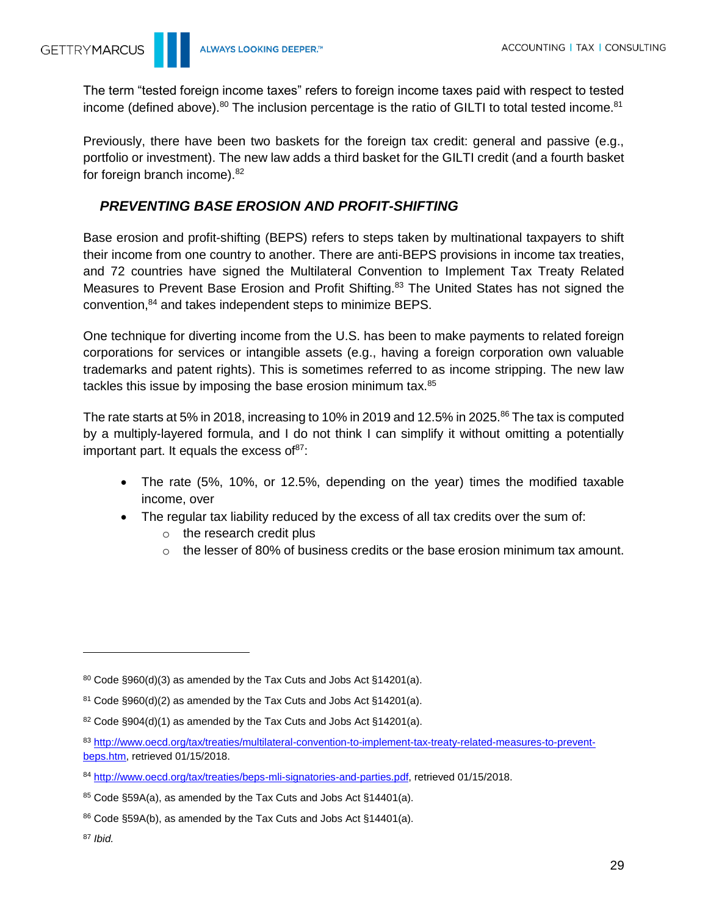The term "tested foreign income taxes" refers to foreign income taxes paid with respect to tested income (defined above).[80] The inclusion percentage is the ratio of GILTI to total tested income.[81]

Previously, there have been two baskets for the foreign tax credit: general and passive (e.g., portfolio or investment). The new law adds a third basket for the GILTI credit (and a fourth basket for foreign branch income).[82]

### *PREVENTING BASE EROSION AND PROFIT-SHIFTING*

Base erosion and profit-shifting (BEPS) refers to steps taken by multinational taxpayers to shift their income from one country to another. There are anti-BEPS provisions in income tax treaties, and 72 countries have signed the Multilateral Convention to Implement Tax Treaty Related Measures to Prevent Base Erosion and Profit Shifting.[83] The United States has not signed the convention,[84] and takes independent steps to minimize BEPS.

One technique for diverting income from the U.S. has been to make payments to related foreign corporations for services or intangible assets (e.g., having a foreign corporation own valuable trademarks and patent rights). This is sometimes referred to as income stripping. The new law tackles this issue by imposing the base erosion minimum tax.[85]

The rate starts at 5% in 2018, increasing to 10% in 2019 and 12.5% in 2025.[86] The tax is computed by a multiply-layered formula, and I do not think I can simplify it without omitting a potentially important part. It equals the excess of[87]:

- The rate (5%, 10%, or 12.5%, depending on the year) times the modified taxable income, over
- The regular tax liability reduced by the excess of all tax credits over the sum of:
  - the research credit plus
  - the lesser of 80% of business credits or the base erosion minimum tax amount.

---

[80] Code §960(d)(3) as amended by the Tax Cuts and Jobs Act §14201(a).

[81] Code §960(d)(2) as amended by the Tax Cuts and Jobs Act §14201(a).

[82] Code §904(d)(1) as amended by the Tax Cuts and Jobs Act §14201(a).

[83] http://www.oecd.org/tax/treaties/multilateral-convention-to-implement-tax-treaty-related-measures-to-prevent-beps.htm, retrieved 01/15/2018.

[84] http://www.oecd.org/tax/treaties/beps-mli-signatories-and-parties.pdf, retrieved 01/15/2018.

[85] Code §59A(a), as amended by the Tax Cuts and Jobs Act §14401(a).

[86] Code §59A(b), as amended by the Tax Cuts and Jobs Act §14401(a).

[87] *Ibid.*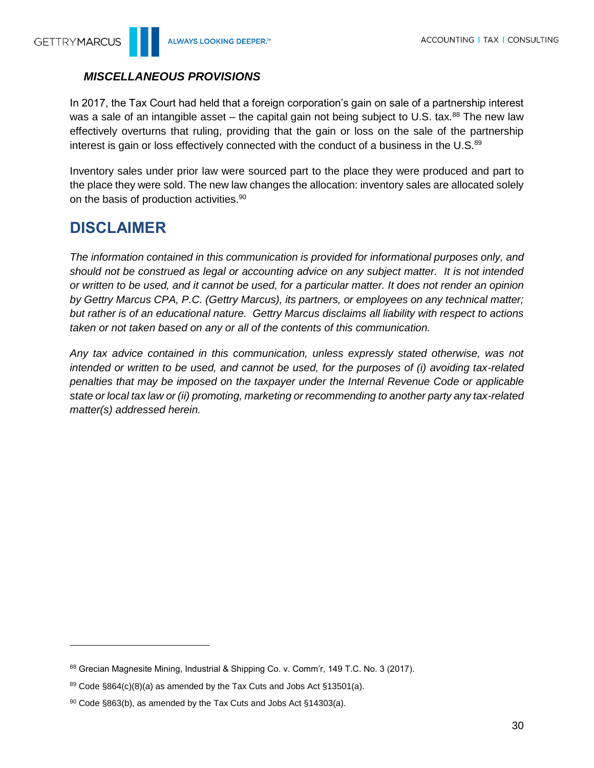### *MISCELLANEOUS PROVISIONS*

In 2017, the Tax Court had held that a foreign corporation's gain on sale of a partnership interest was a sale of an intangible asset – the capital gain not being subject to U.S. tax.[88] The new law effectively overturns that ruling, providing that the gain or loss on the sale of the partnership interest is gain or loss effectively connected with the conduct of a business in the U.S.[89]

Inventory sales under prior law were sourced part to the place they were produced and part to the place they were sold. The new law changes the allocation: inventory sales are allocated solely on the basis of production activities.[90]

## DISCLAIMER

*The information contained in this communication is provided for informational purposes only, and should not be construed as legal or accounting advice on any subject matter. It is not intended or written to be used, and it cannot be used, for a particular matter. It does not render an opinion by Gettry Marcus CPA, P.C. (Gettry Marcus), its partners, or employees on any technical matter; but rather is of an educational nature. Gettry Marcus disclaims all liability with respect to actions taken or not taken based on any or all of the contents of this communication.*

*Any tax advice contained in this communication, unless expressly stated otherwise, was not intended or written to be used, and cannot be used, for the purposes of (i) avoiding tax-related penalties that may be imposed on the taxpayer under the Internal Revenue Code or applicable state or local tax law or (ii) promoting, marketing or recommending to another party any tax-related matter(s) addressed herein.*

---

[88] Grecian Magnesite Mining, Industrial & Shipping Co. v. Comm'r, 149 T.C. No. 3 (2017).

[89] Code §864(c)(8)(a) as amended by the Tax Cuts and Jobs Act §13501(a).

[90] Code §863(b), as amended by the Tax Cuts and Jobs Act §14303(a).